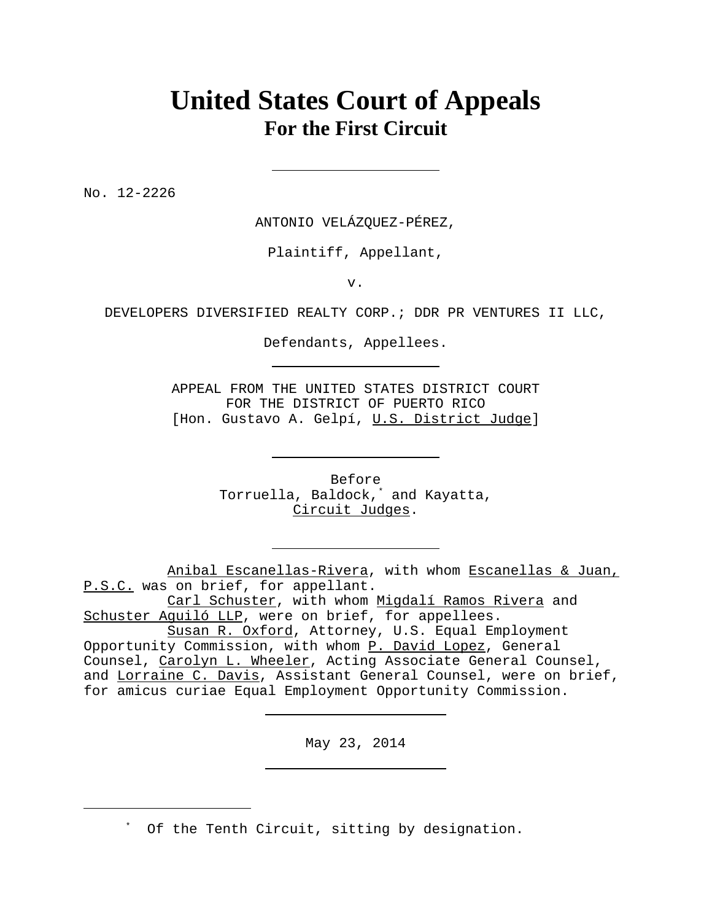# United States Court of Appeals
## For the First Circuit

No. 12-2226

ANTONIO VELÁZQUEZ-PÉREZ,

Plaintiff, Appellant,

v.

DEVELOPERS DIVERSIFIED REALTY CORP.; DDR PR VENTURES II LLC,

Defendants, Appellees.

APPEAL FROM THE UNITED STATES DISTRICT COURT
FOR THE DISTRICT OF PUERTO RICO
[Hon. Gustavo A. Gelpí, U.S. District Judge]

Before
Torruella, Baldock,[*] and Kayatta,
Circuit Judges.

Anibal Escanellas-Rivera, with whom Escanellas & Juan, P.S.C. was on brief, for appellant.

Carl Schuster, with whom Migdalí Ramos Rivera and Schuster Aguiló LLP, were on brief, for appellees.

Susan R. Oxford, Attorney, U.S. Equal Employment Opportunity Commission, with whom P. David Lopez, General Counsel, Carolyn L. Wheeler, Acting Associate General Counsel, and Lorraine C. Davis, Assistant General Counsel, were on brief, for amicus curiae Equal Employment Opportunity Commission.

May 23, 2014

---

[*] Of the Tenth Circuit, sitting by designation.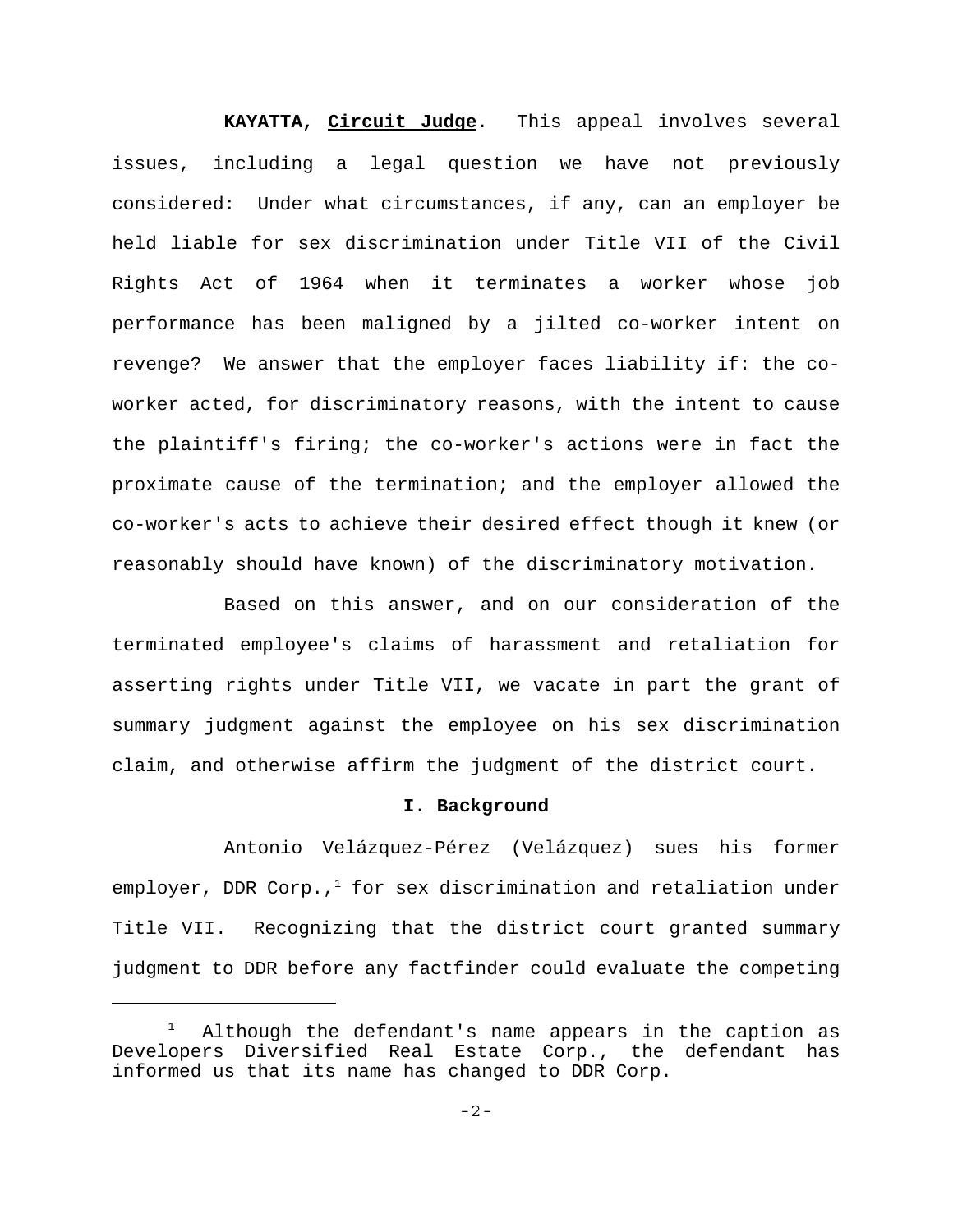**KAYATTA, Circuit Judge**. This appeal involves several issues, including a legal question we have not previously considered: Under what circumstances, if any, can an employer be held liable for sex discrimination under Title VII of the Civil Rights Act of 1964 when it terminates a worker whose job performance has been maligned by a jilted co-worker intent on revenge? We answer that the employer faces liability if: the co-worker acted, for discriminatory reasons, with the intent to cause the plaintiff's firing; the co-worker's actions were in fact the proximate cause of the termination; and the employer allowed the co-worker's acts to achieve their desired effect though it knew (or reasonably should have known) of the discriminatory motivation.

Based on this answer, and on our consideration of the terminated employee's claims of harassment and retaliation for asserting rights under Title VII, we vacate in part the grant of summary judgment against the employee on his sex discrimination claim, and otherwise affirm the judgment of the district court.

## I. Background

Antonio Velázquez-Pérez (Velázquez) sues his former employer, DDR Corp.,[1] for sex discrimination and retaliation under Title VII. Recognizing that the district court granted summary judgment to DDR before any factfinder could evaluate the competing

[1] Although the defendant's name appears in the caption as Developers Diversified Real Estate Corp., the defendant has informed us that its name has changed to DDR Corp.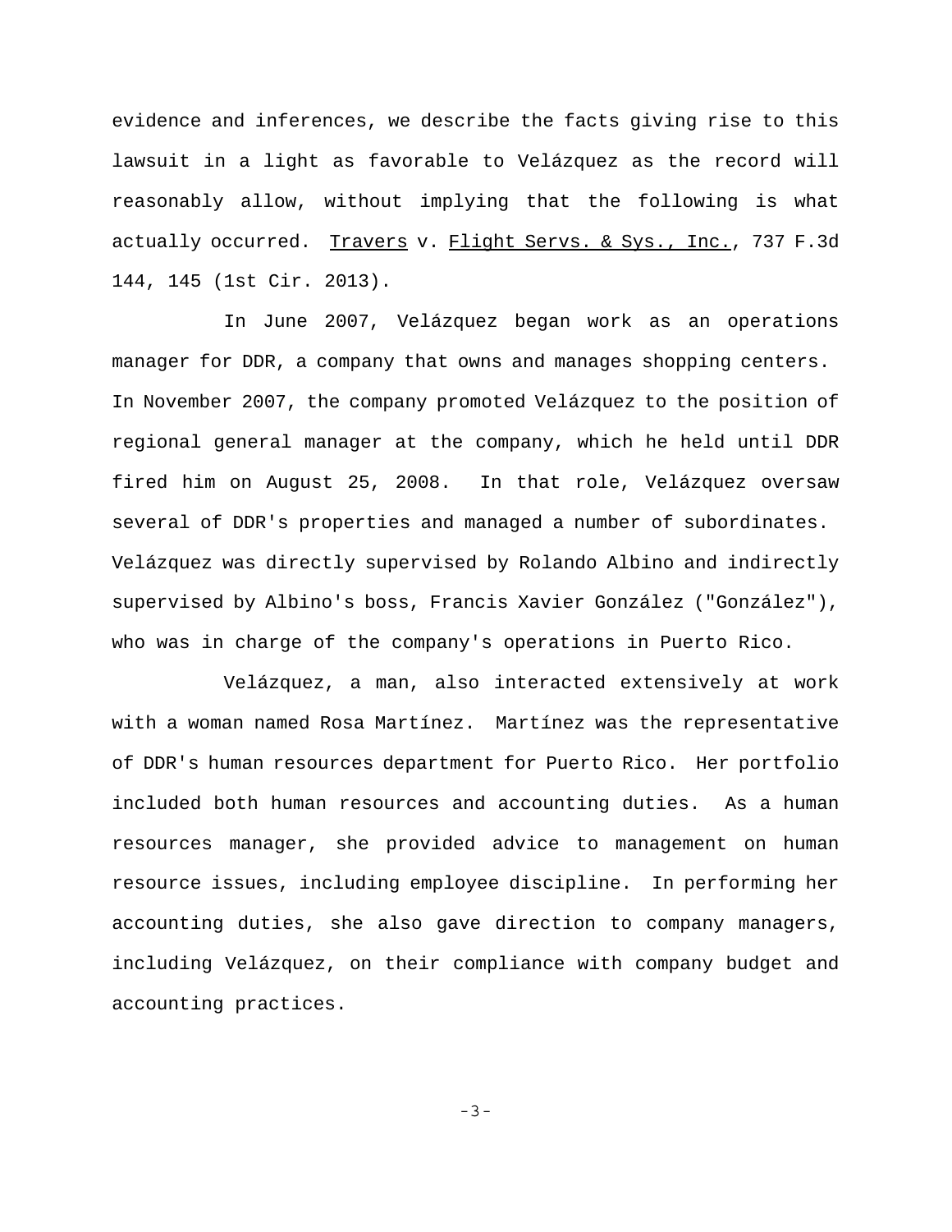evidence and inferences, we describe the facts giving rise to this lawsuit in a light as favorable to Velázquez as the record will reasonably allow, without implying that the following is what actually occurred. Travers v. Flight Servs. & Sys., Inc., 737 F.3d 144, 145 (1st Cir. 2013).

In June 2007, Velázquez began work as an operations manager for DDR, a company that owns and manages shopping centers. In November 2007, the company promoted Velázquez to the position of regional general manager at the company, which he held until DDR fired him on August 25, 2008. In that role, Velázquez oversaw several of DDR's properties and managed a number of subordinates. Velázquez was directly supervised by Rolando Albino and indirectly supervised by Albino's boss, Francis Xavier González ("González"), who was in charge of the company's operations in Puerto Rico.

Velázquez, a man, also interacted extensively at work with a woman named Rosa Martínez. Martínez was the representative of DDR's human resources department for Puerto Rico. Her portfolio included both human resources and accounting duties. As a human resources manager, she provided advice to management on human resource issues, including employee discipline. In performing her accounting duties, she also gave direction to company managers, including Velázquez, on their compliance with company budget and accounting practices.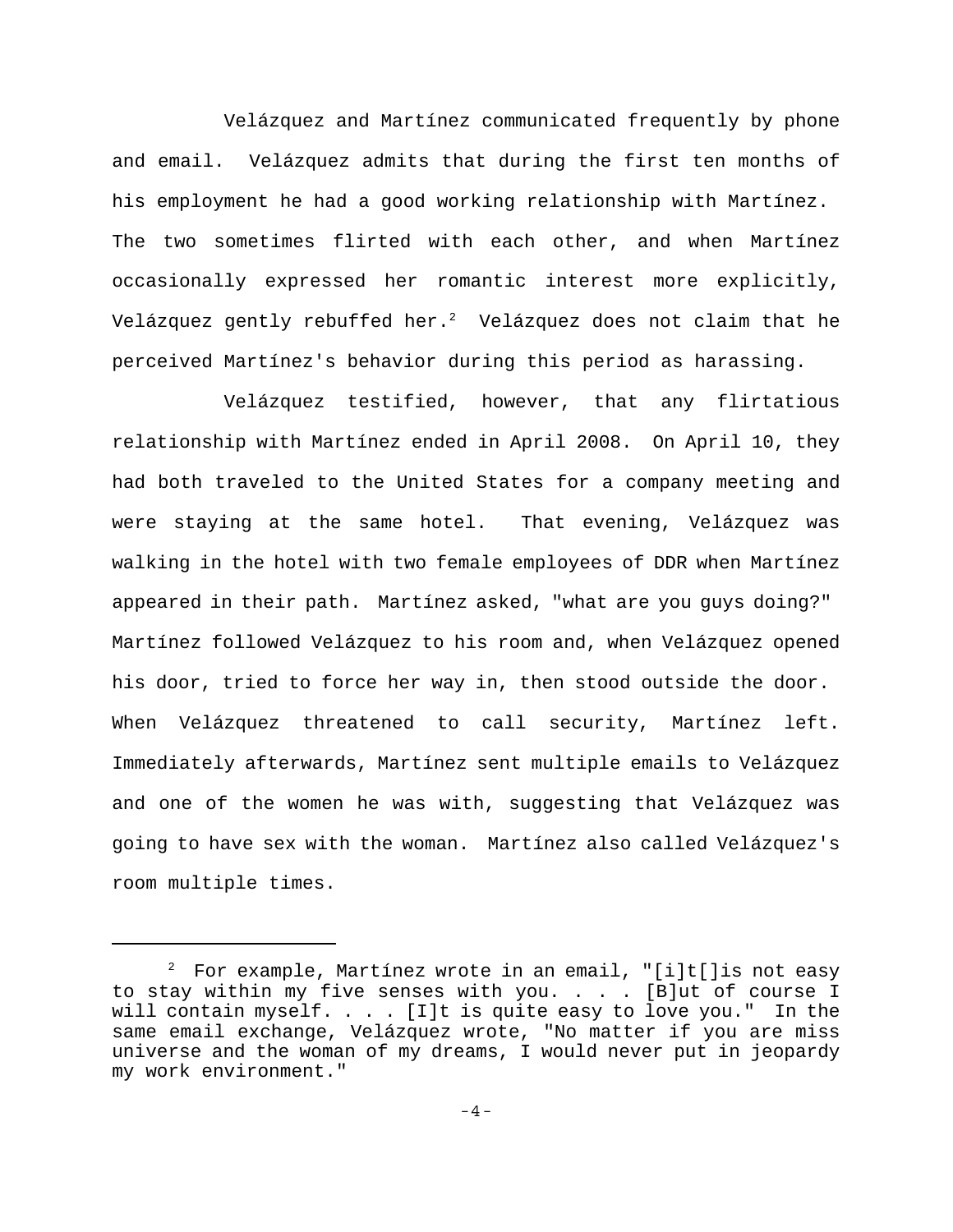Velázquez and Martínez communicated frequently by phone and email. Velázquez admits that during the first ten months of his employment he had a good working relationship with Martínez. The two sometimes flirted with each other, and when Martínez occasionally expressed her romantic interest more explicitly, Velázquez gently rebuffed her.[2] Velázquez does not claim that he perceived Martínez's behavior during this period as harassing.

Velázquez testified, however, that any flirtatious relationship with Martínez ended in April 2008. On April 10, they had both traveled to the United States for a company meeting and were staying at the same hotel. That evening, Velázquez was walking in the hotel with two female employees of DDR when Martínez appeared in their path. Martínez asked, "what are you guys doing?" Martínez followed Velázquez to his room and, when Velázquez opened his door, tried to force her way in, then stood outside the door. When Velázquez threatened to call security, Martínez left. Immediately afterwards, Martínez sent multiple emails to Velázquez and one of the women he was with, suggesting that Velázquez was going to have sex with the woman. Martínez also called Velázquez's room multiple times.

---

[2] For example, Martínez wrote in an email, "[i]t[]is not easy to stay within my five senses with you. . . . [B]ut of course I will contain myself. . . . [I]t is quite easy to love you." In the same email exchange, Velázquez wrote, "No matter if you are miss universe and the woman of my dreams, I would never put in jeopardy my work environment."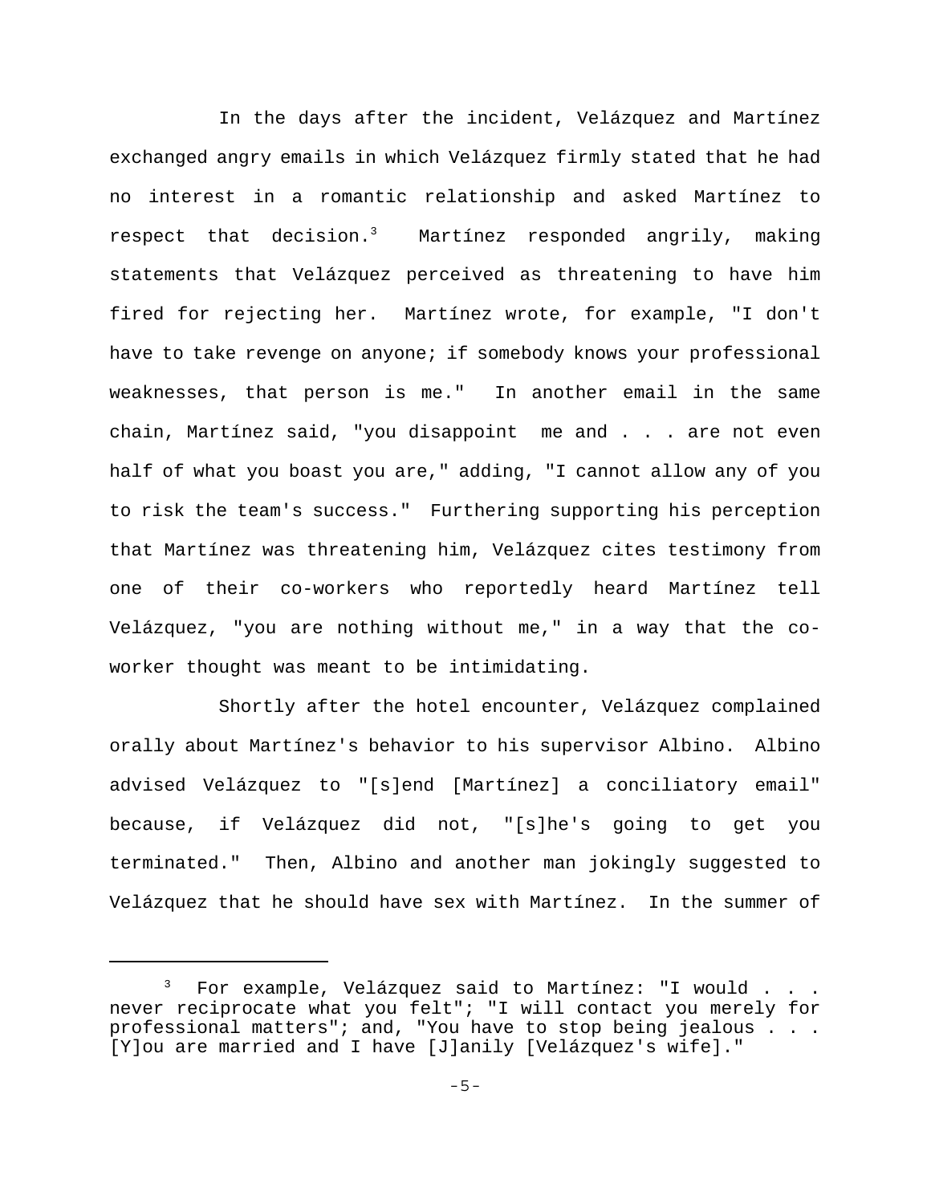In the days after the incident, Velázquez and Martínez exchanged angry emails in which Velázquez firmly stated that he had no interest in a romantic relationship and asked Martínez to respect that decision.[3] Martínez responded angrily, making statements that Velázquez perceived as threatening to have him fired for rejecting her. Martínez wrote, for example, "I don't have to take revenge on anyone; if somebody knows your professional weaknesses, that person is me." In another email in the same chain, Martínez said, "you disappoint me and . . . are not even half of what you boast you are," adding, "I cannot allow any of you to risk the team's success." Furthering supporting his perception that Martínez was threatening him, Velázquez cites testimony from one of their co-workers who reportedly heard Martínez tell Velázquez, "you are nothing without me," in a way that the co-worker thought was meant to be intimidating.

Shortly after the hotel encounter, Velázquez complained orally about Martínez's behavior to his supervisor Albino. Albino advised Velázquez to "[s]end [Martínez] a conciliatory email" because, if Velázquez did not, "[s]he's going to get you terminated." Then, Albino and another man jokingly suggested to Velázquez that he should have sex with Martínez. In the summer of

---

[3] For example, Velázquez said to Martínez: "I would . . . never reciprocate what you felt"; "I will contact you merely for professional matters"; and, "You have to stop being jealous . . . [Y]ou are married and I have [J]anily [Velázquez's wife]."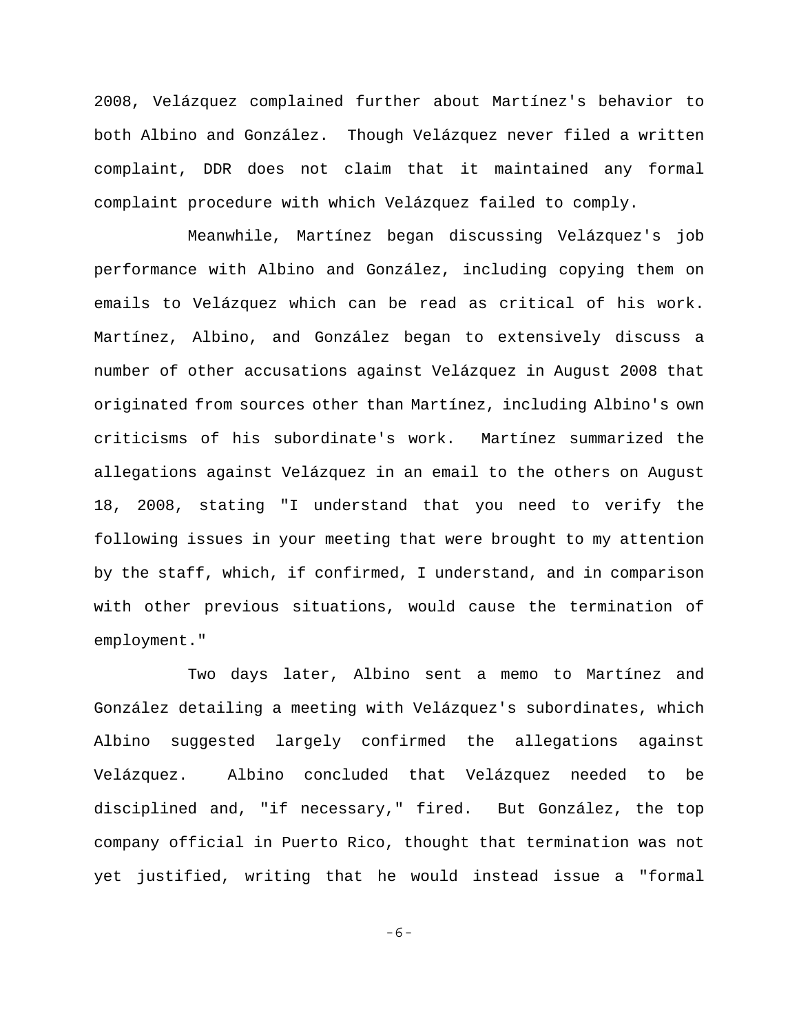2008, Velázquez complained further about Martínez's behavior to both Albino and González. Though Velázquez never filed a written complaint, DDR does not claim that it maintained any formal complaint procedure with which Velázquez failed to comply.

Meanwhile, Martínez began discussing Velázquez's job performance with Albino and González, including copying them on emails to Velázquez which can be read as critical of his work. Martínez, Albino, and González began to extensively discuss a number of other accusations against Velázquez in August 2008 that originated from sources other than Martínez, including Albino's own criticisms of his subordinate's work. Martínez summarized the allegations against Velázquez in an email to the others on August 18, 2008, stating "I understand that you need to verify the following issues in your meeting that were brought to my attention by the staff, which, if confirmed, I understand, and in comparison with other previous situations, would cause the termination of employment."

Two days later, Albino sent a memo to Martínez and González detailing a meeting with Velázquez's subordinates, which Albino suggested largely confirmed the allegations against Velázquez. Albino concluded that Velázquez needed to be disciplined and, "if necessary," fired. But González, the top company official in Puerto Rico, thought that termination was not yet justified, writing that he would instead issue a "formal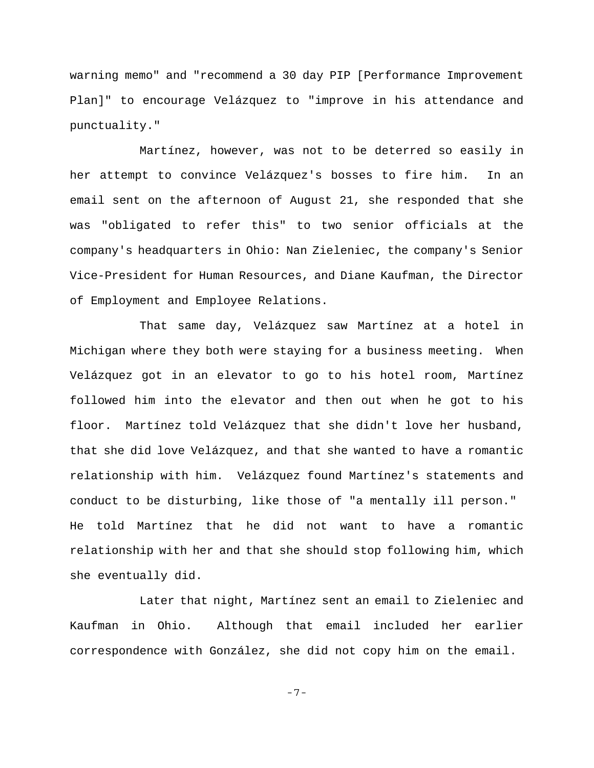warning memo" and "recommend a 30 day PIP [Performance Improvement Plan]" to encourage Velázquez to "improve in his attendance and punctuality."

Martínez, however, was not to be deterred so easily in her attempt to convince Velázquez's bosses to fire him. In an email sent on the afternoon of August 21, she responded that she was "obligated to refer this" to two senior officials at the company's headquarters in Ohio: Nan Zieleniec, the company's Senior Vice-President for Human Resources, and Diane Kaufman, the Director of Employment and Employee Relations.

That same day, Velázquez saw Martínez at a hotel in Michigan where they both were staying for a business meeting. When Velázquez got in an elevator to go to his hotel room, Martínez followed him into the elevator and then out when he got to his floor. Martínez told Velázquez that she didn't love her husband, that she did love Velázquez, and that she wanted to have a romantic relationship with him. Velázquez found Martínez's statements and conduct to be disturbing, like those of "a mentally ill person." He told Martínez that he did not want to have a romantic relationship with her and that she should stop following him, which she eventually did.

Later that night, Martínez sent an email to Zieleniec and Kaufman in Ohio. Although that email included her earlier correspondence with González, she did not copy him on the email.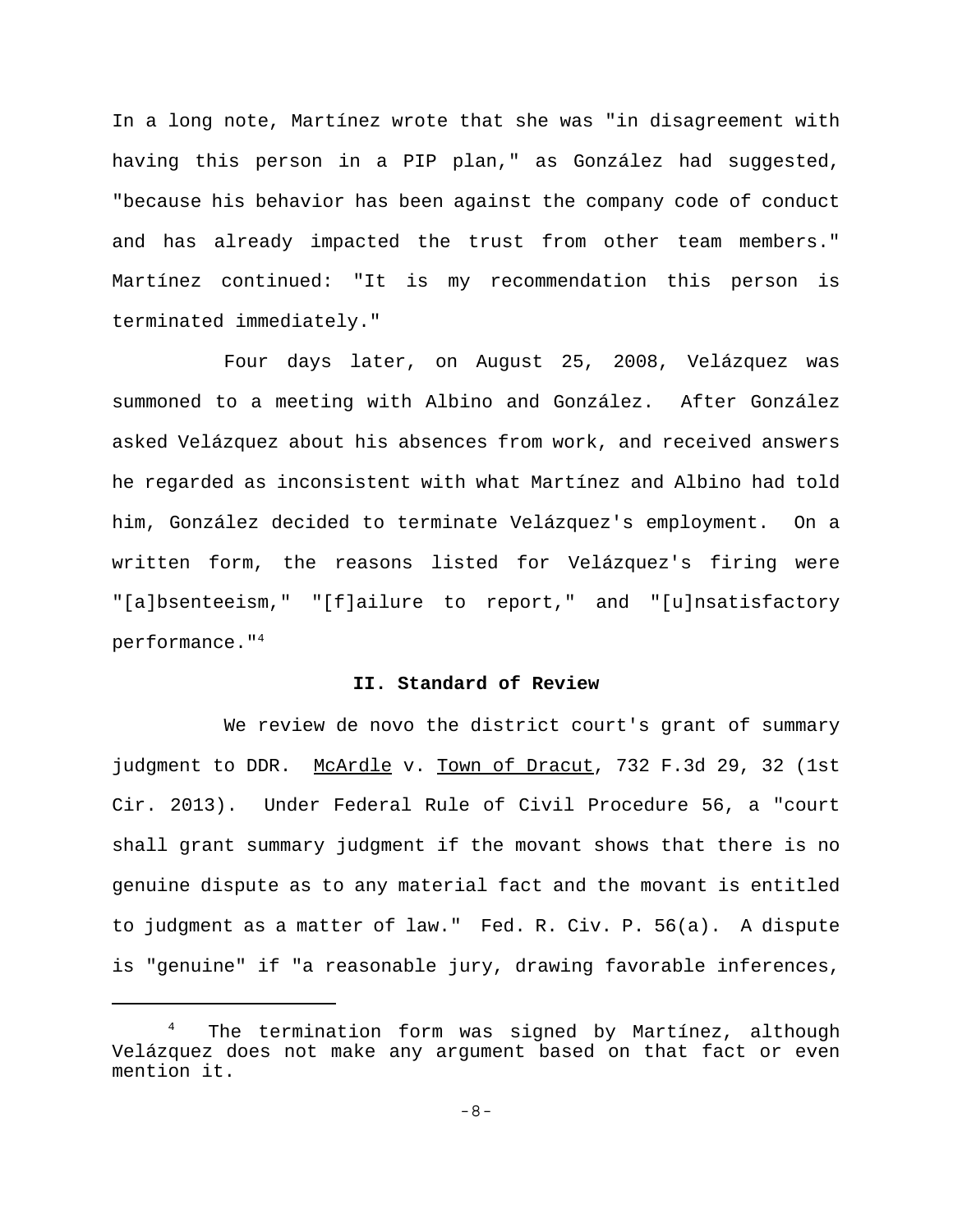In a long note, Martínez wrote that she was "in disagreement with having this person in a PIP plan," as González had suggested, "because his behavior has been against the company code of conduct and has already impacted the trust from other team members." Martínez continued: "It is my recommendation this person is terminated immediately."

Four days later, on August 25, 2008, Velázquez was summoned to a meeting with Albino and González. After González asked Velázquez about his absences from work, and received answers he regarded as inconsistent with what Martínez and Albino had told him, González decided to terminate Velázquez's employment. On a written form, the reasons listed for Velázquez's firing were "[a]bsenteeism," "[f]ailure to report," and "[u]nsatisfactory performance."[4]

## II. Standard of Review

We review de novo the district court's grant of summary judgment to DDR. McArdle v. Town of Dracut, 732 F.3d 29, 32 (1st Cir. 2013). Under Federal Rule of Civil Procedure 56, a "court shall grant summary judgment if the movant shows that there is no genuine dispute as to any material fact and the movant is entitled to judgment as a matter of law." Fed. R. Civ. P. 56(a). A dispute is "genuine" if "a reasonable jury, drawing favorable inferences,

---

[4] The termination form was signed by Martínez, although Velázquez does not make any argument based on that fact or even mention it.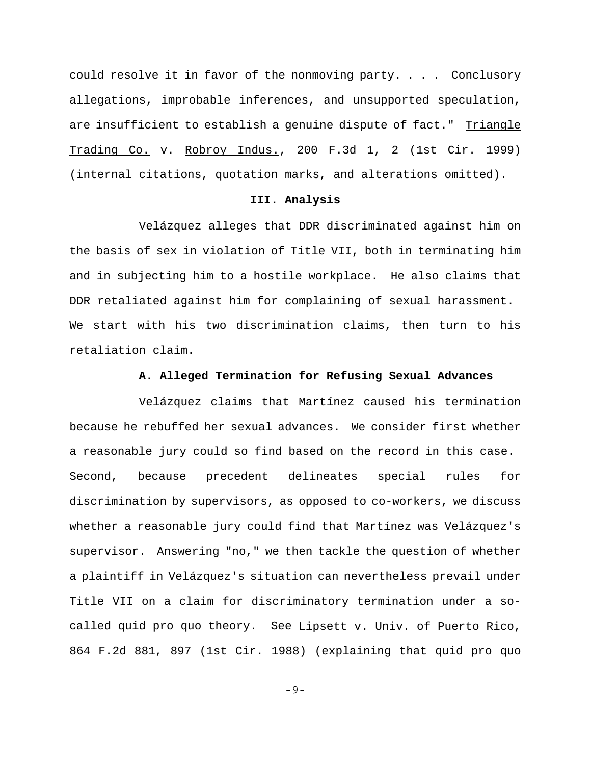could resolve it in favor of the nonmoving party. . . . Conclusory allegations, improbable inferences, and unsupported speculation, are insufficient to establish a genuine dispute of fact." Triangle Trading Co. v. Robroy Indus., 200 F.3d 1, 2 (1st Cir. 1999) (internal citations, quotation marks, and alterations omitted).

## III. Analysis

Velázquez alleges that DDR discriminated against him on the basis of sex in violation of Title VII, both in terminating him and in subjecting him to a hostile workplace. He also claims that DDR retaliated against him for complaining of sexual harassment. We start with his two discrimination claims, then turn to his retaliation claim.

### A. Alleged Termination for Refusing Sexual Advances

Velázquez claims that Martínez caused his termination because he rebuffed her sexual advances. We consider first whether a reasonable jury could so find based on the record in this case. Second, because precedent delineates special rules for discrimination by supervisors, as opposed to co-workers, we discuss whether a reasonable jury could find that Martínez was Velázquez's supervisor. Answering "no," we then tackle the question of whether a plaintiff in Velázquez's situation can nevertheless prevail under Title VII on a claim for discriminatory termination under a so-called quid pro quo theory. See Lipsett v. Univ. of Puerto Rico, 864 F.2d 881, 897 (1st Cir. 1988) (explaining that quid pro quo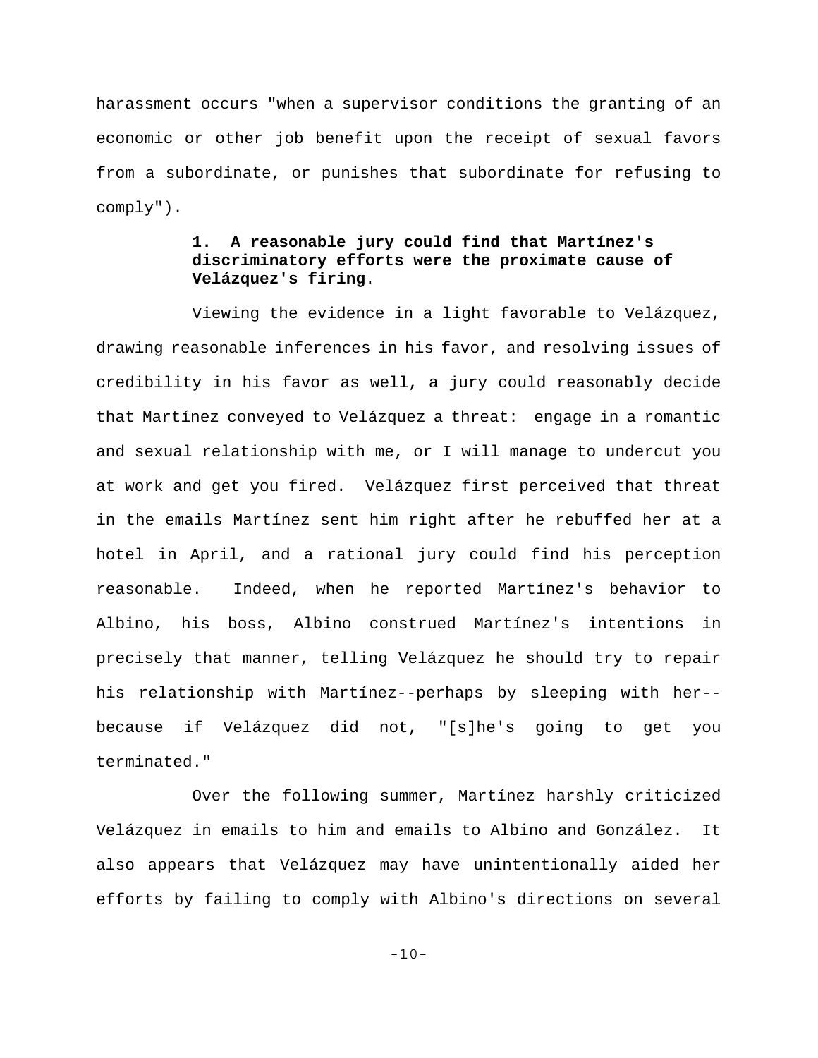harassment occurs "when a supervisor conditions the granting of an economic or other job benefit upon the receipt of sexual favors from a subordinate, or punishes that subordinate for refusing to comply").

**1. A reasonable jury could find that Martínez's discriminatory efforts were the proximate cause of Velázquez's firing**.

Viewing the evidence in a light favorable to Velázquez, drawing reasonable inferences in his favor, and resolving issues of credibility in his favor as well, a jury could reasonably decide that Martínez conveyed to Velázquez a threat: engage in a romantic and sexual relationship with me, or I will manage to undercut you at work and get you fired. Velázquez first perceived that threat in the emails Martínez sent him right after he rebuffed her at a hotel in April, and a rational jury could find his perception reasonable. Indeed, when he reported Martínez's behavior to Albino, his boss, Albino construed Martínez's intentions in precisely that manner, telling Velázquez he should try to repair his relationship with Martínez--perhaps by sleeping with her--because if Velázquez did not, "[s]he's going to get you terminated."

Over the following summer, Martínez harshly criticized Velázquez in emails to him and emails to Albino and González. It also appears that Velázquez may have unintentionally aided her efforts by failing to comply with Albino's directions on several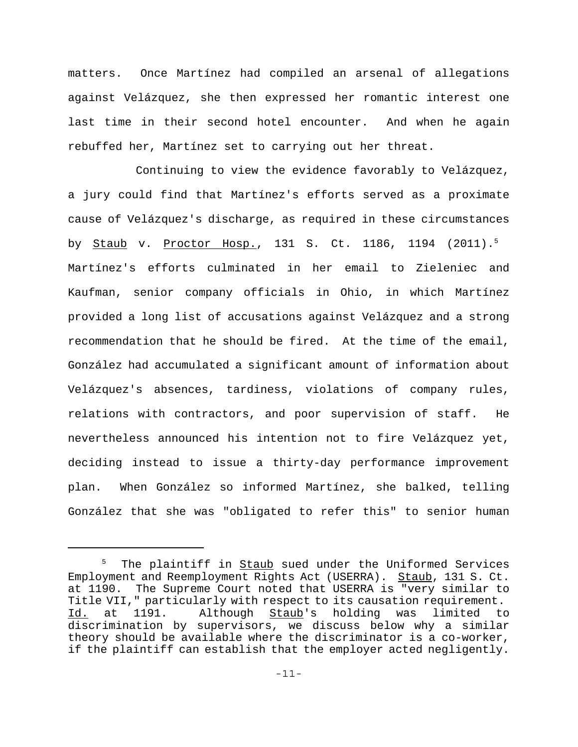matters. Once Martínez had compiled an arsenal of allegations against Velázquez, she then expressed her romantic interest one last time in their second hotel encounter. And when he again rebuffed her, Martínez set to carrying out her threat.

Continuing to view the evidence favorably to Velázquez, a jury could find that Martínez's efforts served as a proximate cause of Velázquez's discharge, as required in these circumstances by Staub v. Proctor Hosp., 131 S. Ct. 1186, 1194 (2011).[5] Martínez's efforts culminated in her email to Zieleniec and Kaufman, senior company officials in Ohio, in which Martínez provided a long list of accusations against Velázquez and a strong recommendation that he should be fired. At the time of the email, González had accumulated a significant amount of information about Velázquez's absences, tardiness, violations of company rules, relations with contractors, and poor supervision of staff. He nevertheless announced his intention not to fire Velázquez yet, deciding instead to issue a thirty-day performance improvement plan. When González so informed Martínez, she balked, telling González that she was "obligated to refer this" to senior human

---

[5] The plaintiff in Staub sued under the Uniformed Services Employment and Reemployment Rights Act (USERRA). Staub, 131 S. Ct. at 1190. The Supreme Court noted that USERRA is "very similar to Title VII," particularly with respect to its causation requirement. Id. at 1191. Although Staub's holding was limited to discrimination by supervisors, we discuss below why a similar theory should be available where the discriminator is a co-worker, if the plaintiff can establish that the employer acted negligently.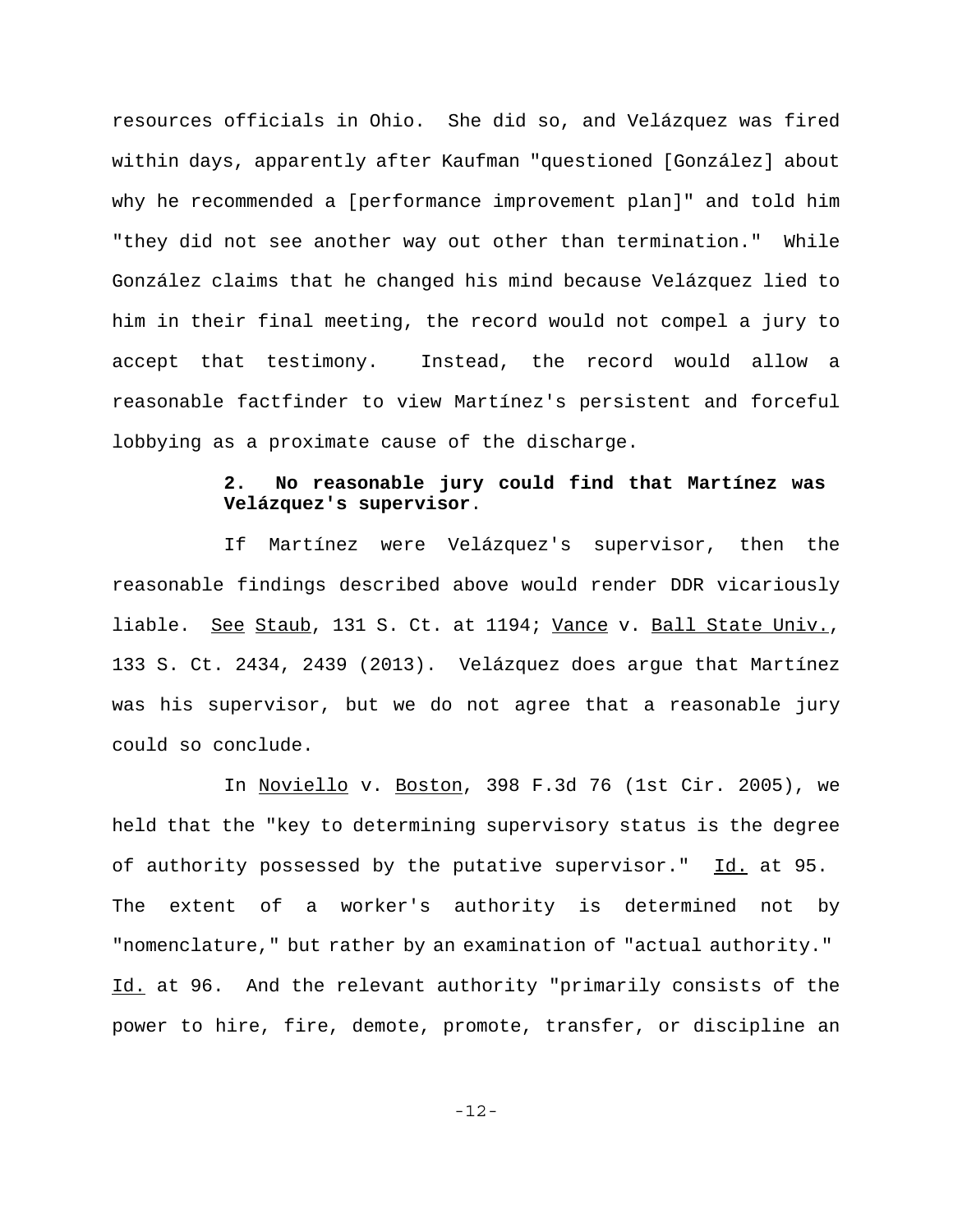resources officials in Ohio. She did so, and Velázquez was fired within days, apparently after Kaufman "questioned [González] about why he recommended a [performance improvement plan]" and told him "they did not see another way out other than termination." While González claims that he changed his mind because Velázquez lied to him in their final meeting, the record would not compel a jury to accept that testimony. Instead, the record would allow a reasonable factfinder to view Martínez's persistent and forceful lobbying as a proximate cause of the discharge.

**2. No reasonable jury could find that Martínez was Velázquez's supervisor.**

If Martínez were Velázquez's supervisor, then the reasonable findings described above would render DDR vicariously liable. See Staub, 131 S. Ct. at 1194; Vance v. Ball State Univ., 133 S. Ct. 2434, 2439 (2013). Velázquez does argue that Martínez was his supervisor, but we do not agree that a reasonable jury could so conclude.

In Noviello v. Boston, 398 F.3d 76 (1st Cir. 2005), we held that the "key to determining supervisory status is the degree of authority possessed by the putative supervisor." Id. at 95. The extent of a worker's authority is determined not by "nomenclature," but rather by an examination of "actual authority." Id. at 96. And the relevant authority "primarily consists of the power to hire, fire, demote, promote, transfer, or discipline an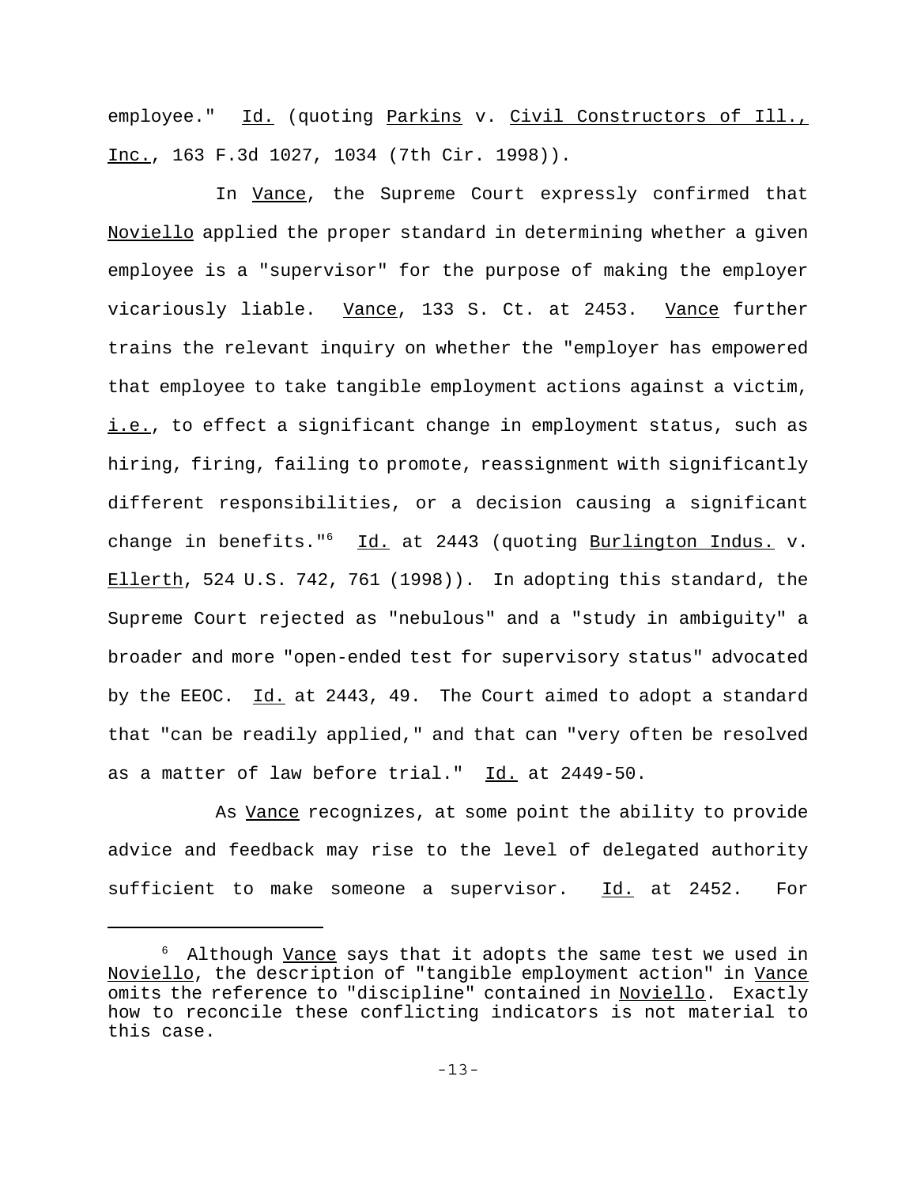employee." _Id._ (quoting _Parkins_ v. _Civil Constructors of Ill., Inc._, 163 F.3d 1027, 1034 (7th Cir. 1998)).

In _Vance_, the Supreme Court expressly confirmed that _Noviello_ applied the proper standard in determining whether a given employee is a "supervisor" for the purpose of making the employer vicariously liable. _Vance_, 133 S. Ct. at 2453. _Vance_ further trains the relevant inquiry on whether the "employer has empowered that employee to take tangible employment actions against a victim, _i.e._, to effect a significant change in employment status, such as hiring, firing, failing to promote, reassignment with significantly different responsibilities, or a decision causing a significant change in benefits."[6] _Id._ at 2443 (quoting _Burlington Indus._ v. _Ellerth_, 524 U.S. 742, 761 (1998)). In adopting this standard, the Supreme Court rejected as "nebulous" and a "study in ambiguity" a broader and more "open-ended test for supervisory status" advocated by the EEOC. _Id._ at 2443, 49. The Court aimed to adopt a standard that "can be readily applied," and that can "very often be resolved as a matter of law before trial." _Id._ at 2449-50.

As _Vance_ recognizes, at some point the ability to provide advice and feedback may rise to the level of delegated authority sufficient to make someone a supervisor. _Id._ at 2452. For

[6] Although _Vance_ says that it adopts the same test we used in _Noviello_, the description of "tangible employment action" in _Vance_ omits the reference to "discipline" contained in _Noviello_. Exactly how to reconcile these conflicting indicators is not material to this case.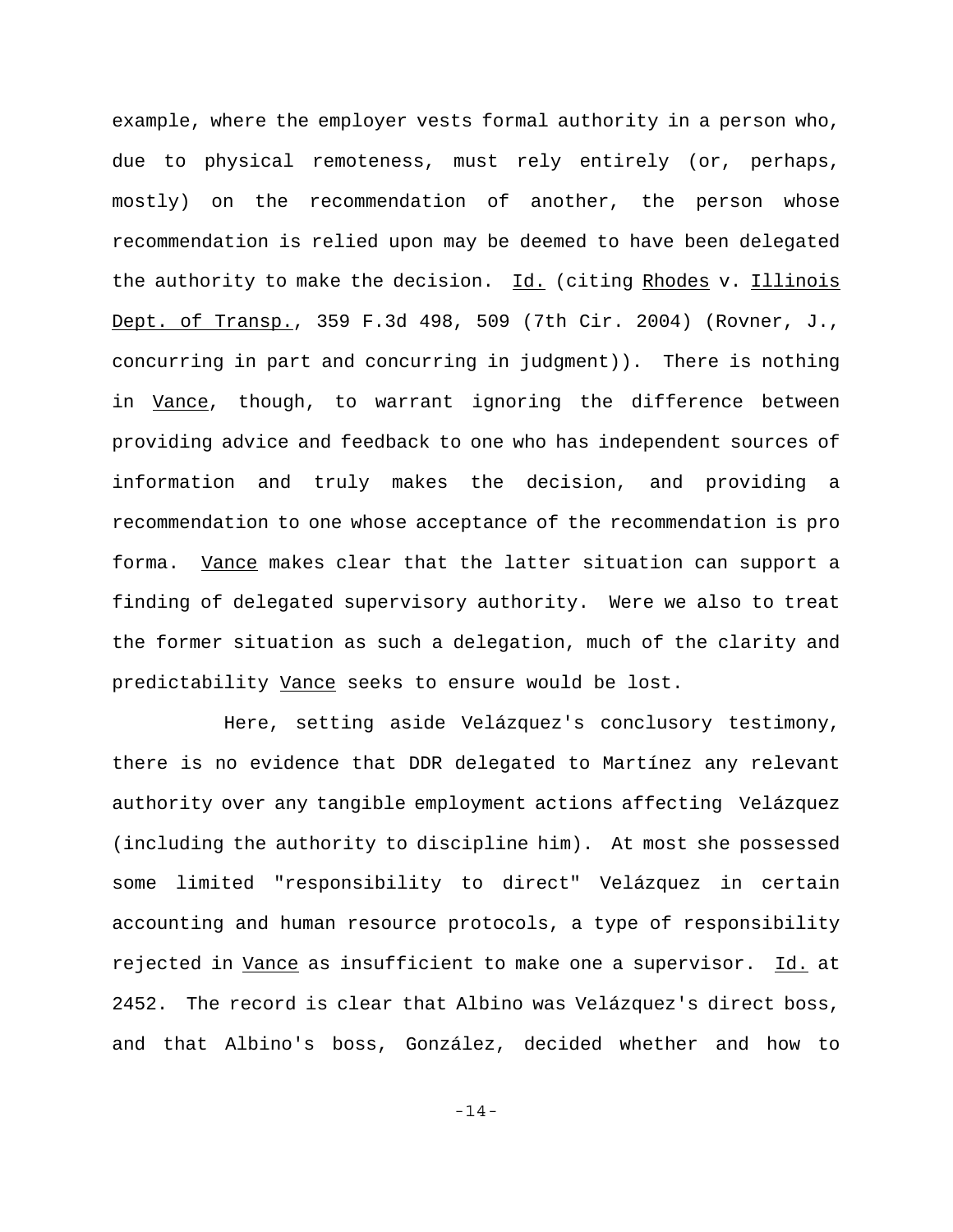example, where the employer vests formal authority in a person who, due to physical remoteness, must rely entirely (or, perhaps, mostly) on the recommendation of another, the person whose recommendation is relied upon may be deemed to have been delegated the authority to make the decision. Id. (citing Rhodes v. Illinois Dept. of Transp., 359 F.3d 498, 509 (7th Cir. 2004) (Rovner, J., concurring in part and concurring in judgment)). There is nothing in Vance, though, to warrant ignoring the difference between providing advice and feedback to one who has independent sources of information and truly makes the decision, and providing a recommendation to one whose acceptance of the recommendation is pro forma. Vance makes clear that the latter situation can support a finding of delegated supervisory authority. Were we also to treat the former situation as such a delegation, much of the clarity and predictability Vance seeks to ensure would be lost.

Here, setting aside Velázquez's conclusory testimony, there is no evidence that DDR delegated to Martínez any relevant authority over any tangible employment actions affecting Velázquez (including the authority to discipline him). At most she possessed some limited "responsibility to direct" Velázquez in certain accounting and human resource protocols, a type of responsibility rejected in Vance as insufficient to make one a supervisor. Id. at 2452. The record is clear that Albino was Velázquez's direct boss, and that Albino's boss, González, decided whether and how to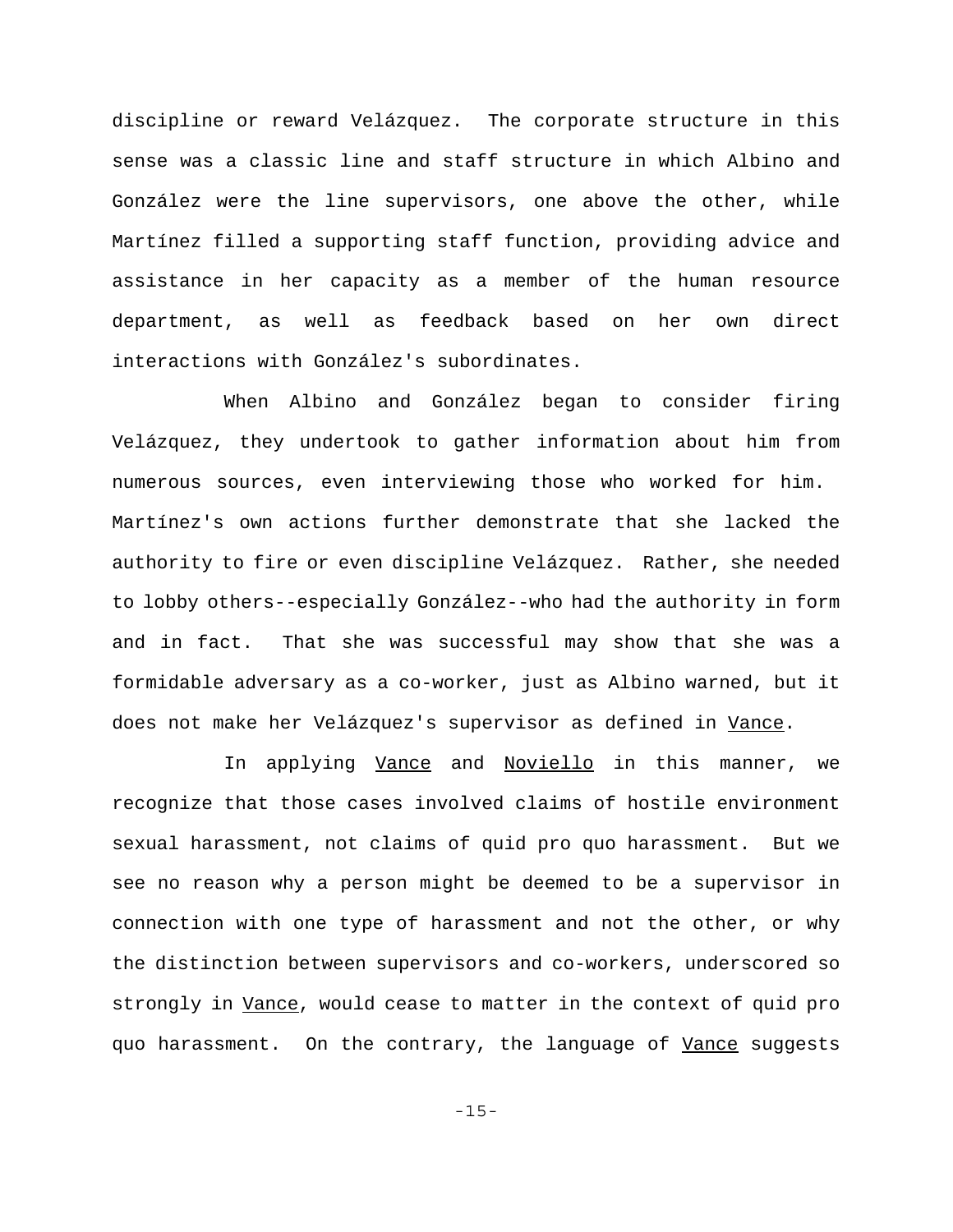discipline or reward Velázquez. The corporate structure in this sense was a classic line and staff structure in which Albino and González were the line supervisors, one above the other, while Martínez filled a supporting staff function, providing advice and assistance in her capacity as a member of the human resource department, as well as feedback based on her own direct interactions with González's subordinates.

When Albino and González began to consider firing Velázquez, they undertook to gather information about him from numerous sources, even interviewing those who worked for him. Martínez's own actions further demonstrate that she lacked the authority to fire or even discipline Velázquez. Rather, she needed to lobby others--especially González--who had the authority in form and in fact. That she was successful may show that she was a formidable adversary as a co-worker, just as Albino warned, but it does not make her Velázquez's supervisor as defined in _Vance_.

In applying _Vance_ and _Noviello_ in this manner, we recognize that those cases involved claims of hostile environment sexual harassment, not claims of quid pro quo harassment. But we see no reason why a person might be deemed to be a supervisor in connection with one type of harassment and not the other, or why the distinction between supervisors and co-workers, underscored so strongly in _Vance_, would cease to matter in the context of quid pro quo harassment. On the contrary, the language of _Vance_ suggests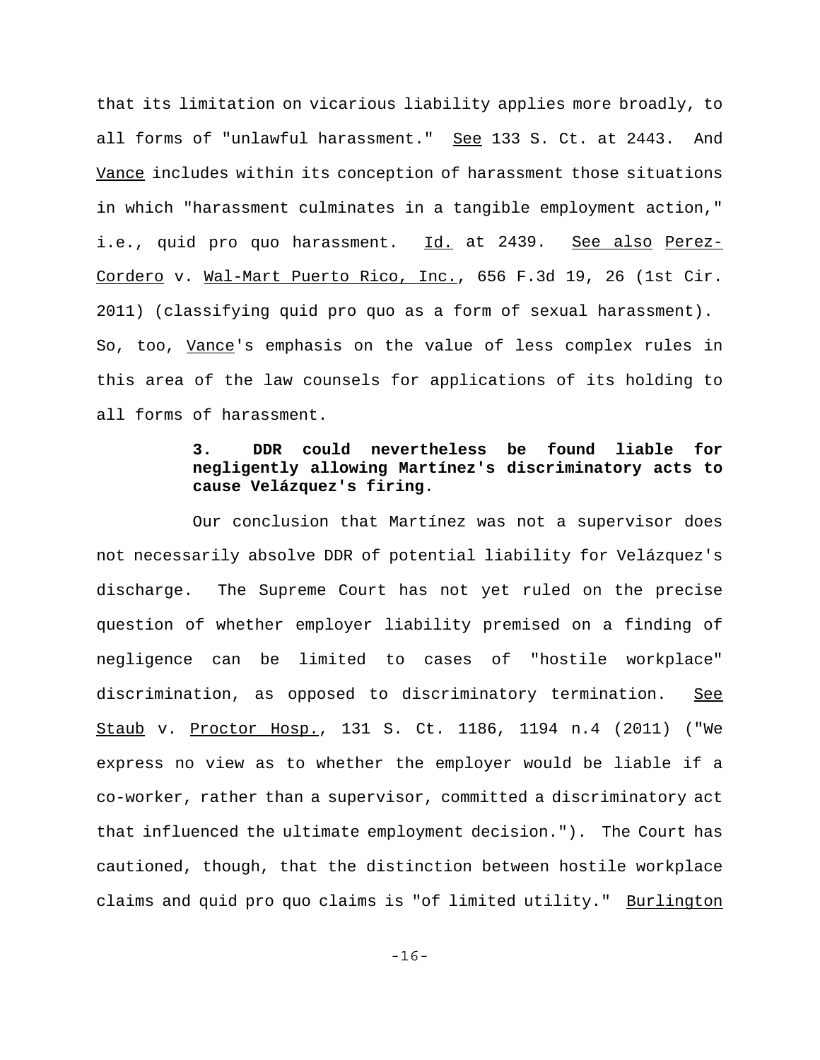that its limitation on vicarious liability applies more broadly, to all forms of "unlawful harassment." See 133 S. Ct. at 2443. And Vance includes within its conception of harassment those situations in which "harassment culminates in a tangible employment action," i.e., quid pro quo harassment. Id. at 2439. See also Perez-Cordero v. Wal-Mart Puerto Rico, Inc., 656 F.3d 19, 26 (1st Cir. 2011) (classifying quid pro quo as a form of sexual harassment). So, too, Vance's emphasis on the value of less complex rules in this area of the law counsels for applications of its holding to all forms of harassment.

**3. DDR could nevertheless be found liable for negligently allowing Martínez's discriminatory acts to cause Velázquez's firing.**

Our conclusion that Martínez was not a supervisor does not necessarily absolve DDR of potential liability for Velázquez's discharge. The Supreme Court has not yet ruled on the precise question of whether employer liability premised on a finding of negligence can be limited to cases of "hostile workplace" discrimination, as opposed to discriminatory termination. See Staub v. Proctor Hosp., 131 S. Ct. 1186, 1194 n.4 (2011) ("We express no view as to whether the employer would be liable if a co-worker, rather than a supervisor, committed a discriminatory act that influenced the ultimate employment decision."). The Court has cautioned, though, that the distinction between hostile workplace claims and quid pro quo claims is "of limited utility." Burlington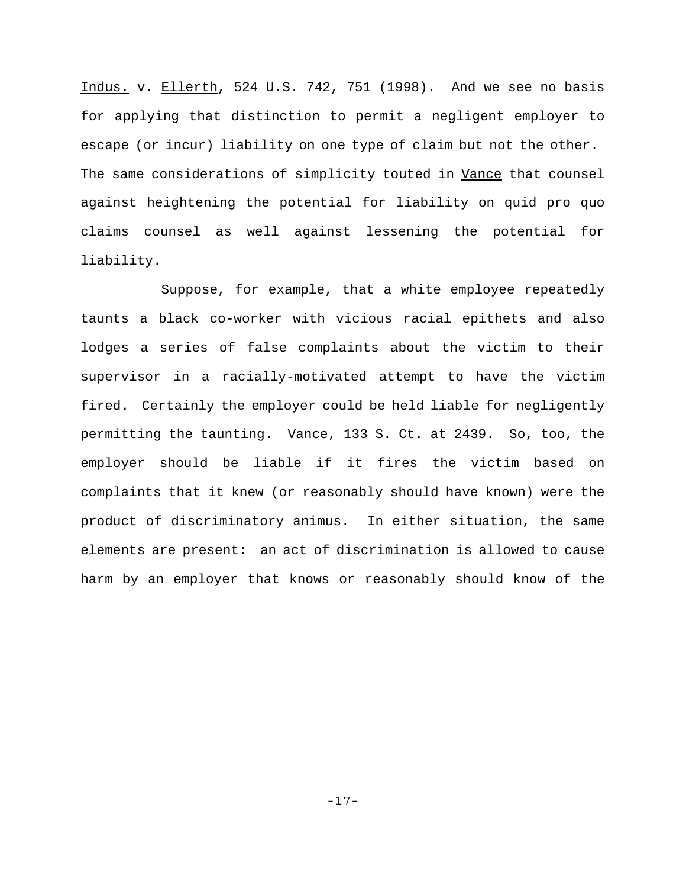Indus. v. Ellerth, 524 U.S. 742, 751 (1998). And we see no basis for applying that distinction to permit a negligent employer to escape (or incur) liability on one type of claim but not the other. The same considerations of simplicity touted in Vance that counsel against heightening the potential for liability on quid pro quo claims counsel as well against lessening the potential for liability.

Suppose, for example, that a white employee repeatedly taunts a black co-worker with vicious racial epithets and also lodges a series of false complaints about the victim to their supervisor in a racially-motivated attempt to have the victim fired. Certainly the employer could be held liable for negligently permitting the taunting. Vance, 133 S. Ct. at 2439. So, too, the employer should be liable if it fires the victim based on complaints that it knew (or reasonably should have known) were the product of discriminatory animus. In either situation, the same elements are present: an act of discrimination is allowed to cause harm by an employer that knows or reasonably should know of the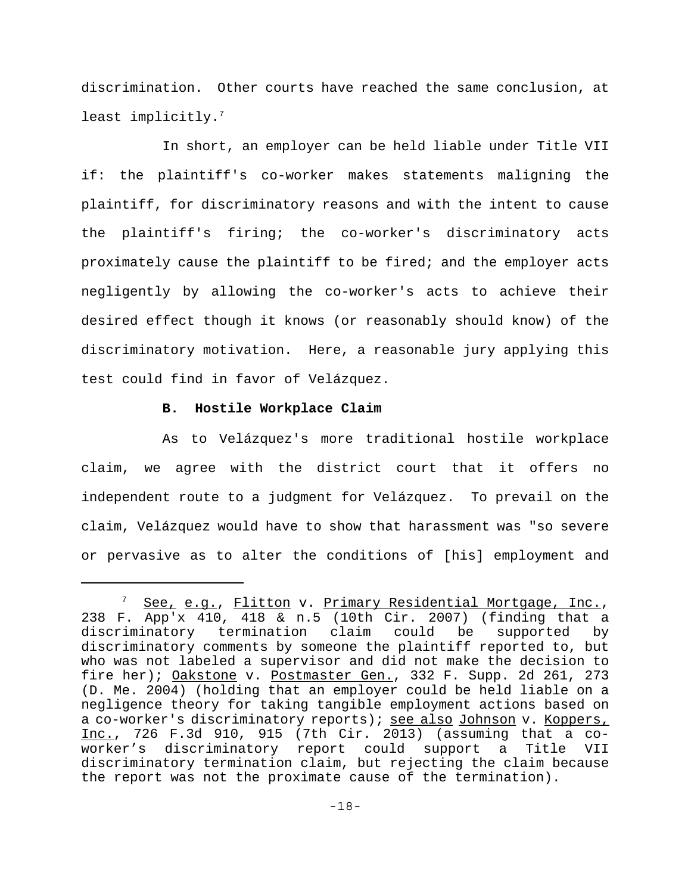discrimination. Other courts have reached the same conclusion, at least implicitly.[7]

In short, an employer can be held liable under Title VII if: the plaintiff's co-worker makes statements maligning the plaintiff, for discriminatory reasons and with the intent to cause the plaintiff's firing; the co-worker's discriminatory acts proximately cause the plaintiff to be fired; and the employer acts negligently by allowing the co-worker's acts to achieve their desired effect though it knows (or reasonably should know) of the discriminatory motivation. Here, a reasonable jury applying this test could find in favor of Velázquez.

**B. Hostile Workplace Claim**

As to Velázquez's more traditional hostile workplace claim, we agree with the district court that it offers no independent route to a judgment for Velázquez. To prevail on the claim, Velázquez would have to show that harassment was "so severe or pervasive as to alter the conditions of [his] employment and

---

[7] See, e.g., Flitton v. Primary Residential Mortgage, Inc., 238 F. App'x 410, 418 & n.5 (10th Cir. 2007) (finding that a discriminatory termination claim could be supported by discriminatory comments by someone the plaintiff reported to, but who was not labeled a supervisor and did not make the decision to fire her); Oakstone v. Postmaster Gen., 332 F. Supp. 2d 261, 273 (D. Me. 2004) (holding that an employer could be held liable on a negligence theory for taking tangible employment actions based on a co-worker's discriminatory reports); see also Johnson v. Koppers, Inc., 726 F.3d 910, 915 (7th Cir. 2013) (assuming that a co-worker's discriminatory report could support a Title VII discriminatory termination claim, but rejecting the claim because the report was not the proximate cause of the termination).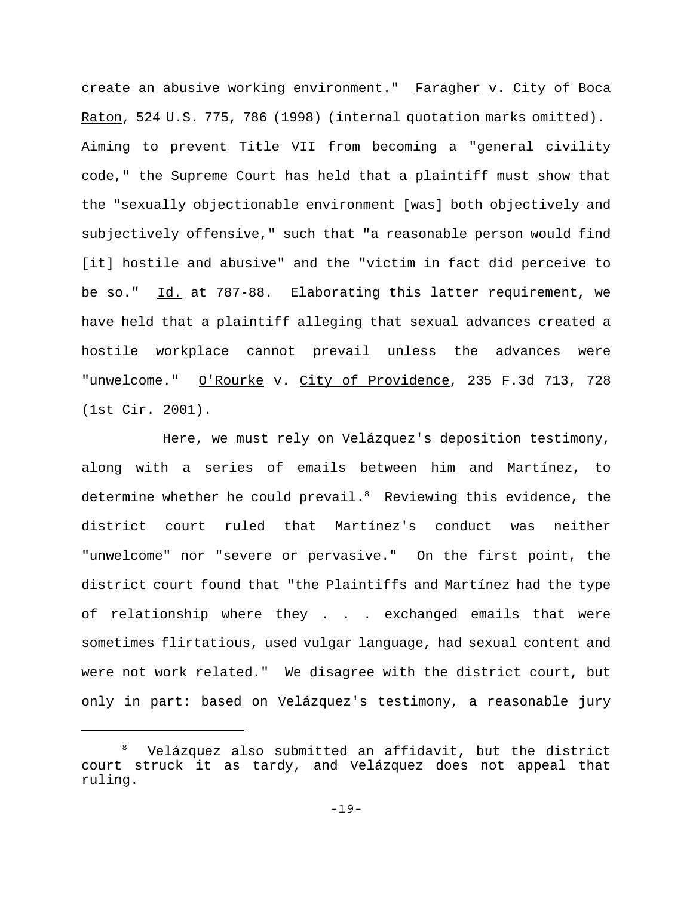create an abusive working environment." Faragher v. City of Boca Raton, 524 U.S. 775, 786 (1998) (internal quotation marks omitted). Aiming to prevent Title VII from becoming a "general civility code," the Supreme Court has held that a plaintiff must show that the "sexually objectionable environment [was] both objectively and subjectively offensive," such that "a reasonable person would find [it] hostile and abusive" and the "victim in fact did perceive to be so." Id. at 787-88. Elaborating this latter requirement, we have held that a plaintiff alleging that sexual advances created a hostile workplace cannot prevail unless the advances were "unwelcome." O'Rourke v. City of Providence, 235 F.3d 713, 728 (1st Cir. 2001).

Here, we must rely on Velázquez's deposition testimony, along with a series of emails between him and Martínez, to determine whether he could prevail.[8] Reviewing this evidence, the district court ruled that Martínez's conduct was neither "unwelcome" nor "severe or pervasive." On the first point, the district court found that "the Plaintiffs and Martínez had the type of relationship where they . . . exchanged emails that were sometimes flirtatious, used vulgar language, had sexual content and were not work related." We disagree with the district court, but only in part: based on Velázquez's testimony, a reasonable jury

---

[8] Velázquez also submitted an affidavit, but the district court struck it as tardy, and Velázquez does not appeal that ruling.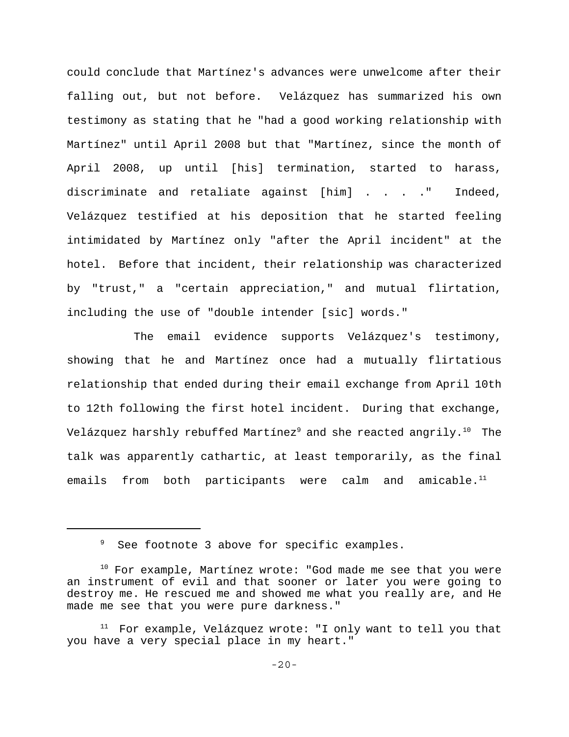could conclude that Martínez's advances were unwelcome after their falling out, but not before. Velázquez has summarized his own testimony as stating that he "had a good working relationship with Martínez" until April 2008 but that "Martínez, since the month of April 2008, up until [his] termination, started to harass, discriminate and retaliate against [him] . . . ." Indeed, Velázquez testified at his deposition that he started feeling intimidated by Martínez only "after the April incident" at the hotel. Before that incident, their relationship was characterized by "trust," a "certain appreciation," and mutual flirtation, including the use of "double intender [sic] words."

The email evidence supports Velázquez's testimony, showing that he and Martínez once had a mutually flirtatious relationship that ended during their email exchange from April 10th to 12th following the first hotel incident. During that exchange, Velázquez harshly rebuffed Martínez[9] and she reacted angrily.[10] The talk was apparently cathartic, at least temporarily, as the final emails from both participants were calm and amicable.[11]

---

[9] See footnote 3 above for specific examples.

[10] For example, Martínez wrote: "God made me see that you were an instrument of evil and that sooner or later you were going to destroy me. He rescued me and showed me what you really are, and He made me see that you were pure darkness."

[11] For example, Velázquez wrote: "I only want to tell you that you have a very special place in my heart."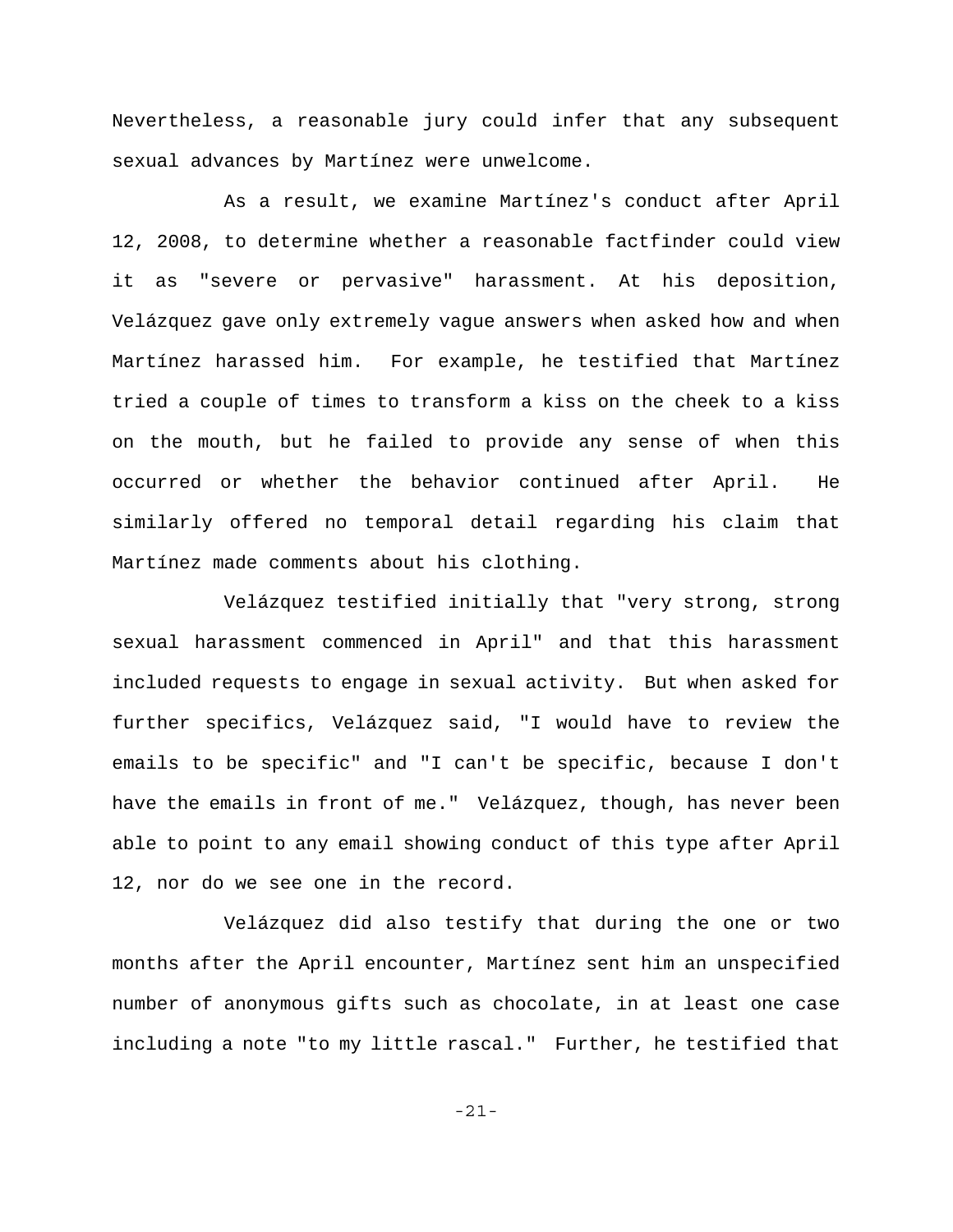Nevertheless, a reasonable jury could infer that any subsequent sexual advances by Martínez were unwelcome.

As a result, we examine Martínez's conduct after April 12, 2008, to determine whether a reasonable factfinder could view it as "severe or pervasive" harassment. At his deposition, Velázquez gave only extremely vague answers when asked how and when Martínez harassed him. For example, he testified that Martínez tried a couple of times to transform a kiss on the cheek to a kiss on the mouth, but he failed to provide any sense of when this occurred or whether the behavior continued after April. He similarly offered no temporal detail regarding his claim that Martínez made comments about his clothing.

Velázquez testified initially that "very strong, strong sexual harassment commenced in April" and that this harassment included requests to engage in sexual activity. But when asked for further specifics, Velázquez said, "I would have to review the emails to be specific" and "I can't be specific, because I don't have the emails in front of me." Velázquez, though, has never been able to point to any email showing conduct of this type after April 12, nor do we see one in the record.

Velázquez did also testify that during the one or two months after the April encounter, Martínez sent him an unspecified number of anonymous gifts such as chocolate, in at least one case including a note "to my little rascal." Further, he testified that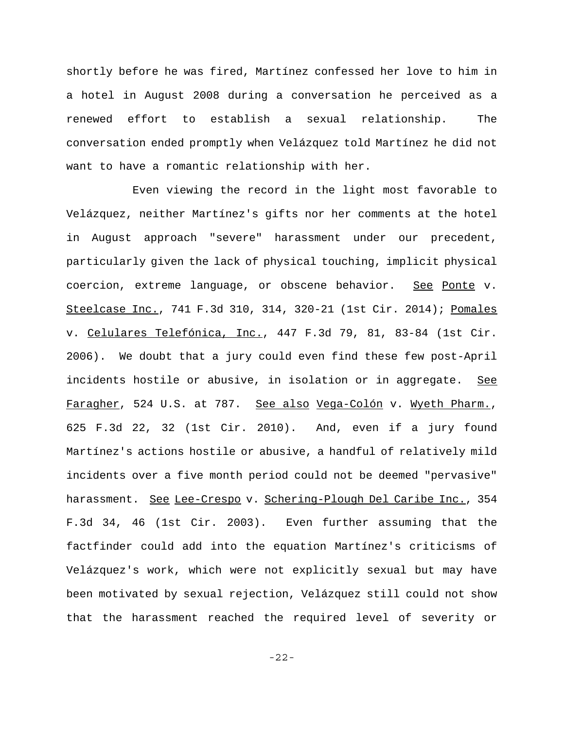shortly before he was fired, Martínez confessed her love to him in a hotel in August 2008 during a conversation he perceived as a renewed effort to establish a sexual relationship. The conversation ended promptly when Velázquez told Martínez he did not want to have a romantic relationship with her.

Even viewing the record in the light most favorable to Velázquez, neither Martínez's gifts nor her comments at the hotel in August approach "severe" harassment under our precedent, particularly given the lack of physical touching, implicit physical coercion, extreme language, or obscene behavior. See Ponte v. Steelcase Inc., 741 F.3d 310, 314, 320-21 (1st Cir. 2014); Pomales v. Celulares Telefónica, Inc., 447 F.3d 79, 81, 83-84 (1st Cir. 2006). We doubt that a jury could even find these few post-April incidents hostile or abusive, in isolation or in aggregate. See Faragher, 524 U.S. at 787. See also Vega-Colón v. Wyeth Pharm., 625 F.3d 22, 32 (1st Cir. 2010). And, even if a jury found Martínez's actions hostile or abusive, a handful of relatively mild incidents over a five month period could not be deemed "pervasive" harassment. See Lee-Crespo v. Schering-Plough Del Caribe Inc., 354 F.3d 34, 46 (1st Cir. 2003). Even further assuming that the factfinder could add into the equation Martínez's criticisms of Velázquez's work, which were not explicitly sexual but may have been motivated by sexual rejection, Velázquez still could not show that the harassment reached the required level of severity or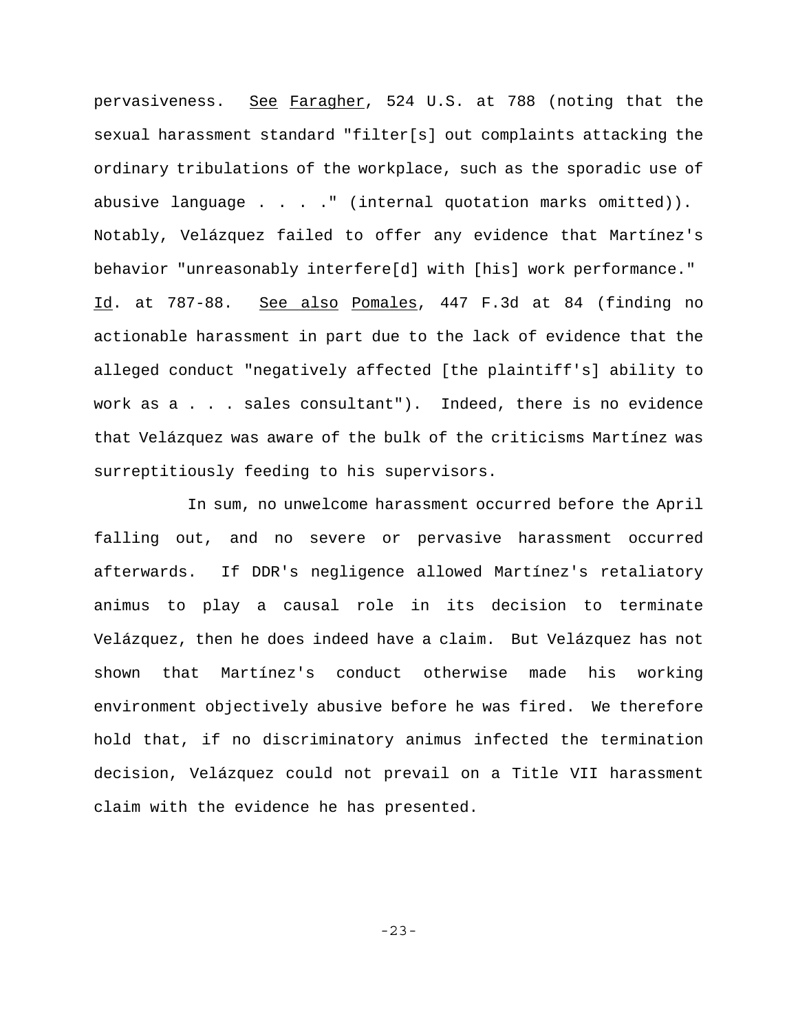pervasiveness. See Faragher, 524 U.S. at 788 (noting that the sexual harassment standard "filter[s] out complaints attacking the ordinary tribulations of the workplace, such as the sporadic use of abusive language . . . ." (internal quotation marks omitted)). Notably, Velázquez failed to offer any evidence that Martínez's behavior "unreasonably interfere[d] with [his] work performance." Id. at 787-88. See also Pomales, 447 F.3d at 84 (finding no actionable harassment in part due to the lack of evidence that the alleged conduct "negatively affected [the plaintiff's] ability to work as a . . . sales consultant"). Indeed, there is no evidence that Velázquez was aware of the bulk of the criticisms Martínez was surreptitiously feeding to his supervisors.

In sum, no unwelcome harassment occurred before the April falling out, and no severe or pervasive harassment occurred afterwards. If DDR's negligence allowed Martínez's retaliatory animus to play a causal role in its decision to terminate Velázquez, then he does indeed have a claim. But Velázquez has not shown that Martínez's conduct otherwise made his working environment objectively abusive before he was fired. We therefore hold that, if no discriminatory animus infected the termination decision, Velázquez could not prevail on a Title VII harassment claim with the evidence he has presented.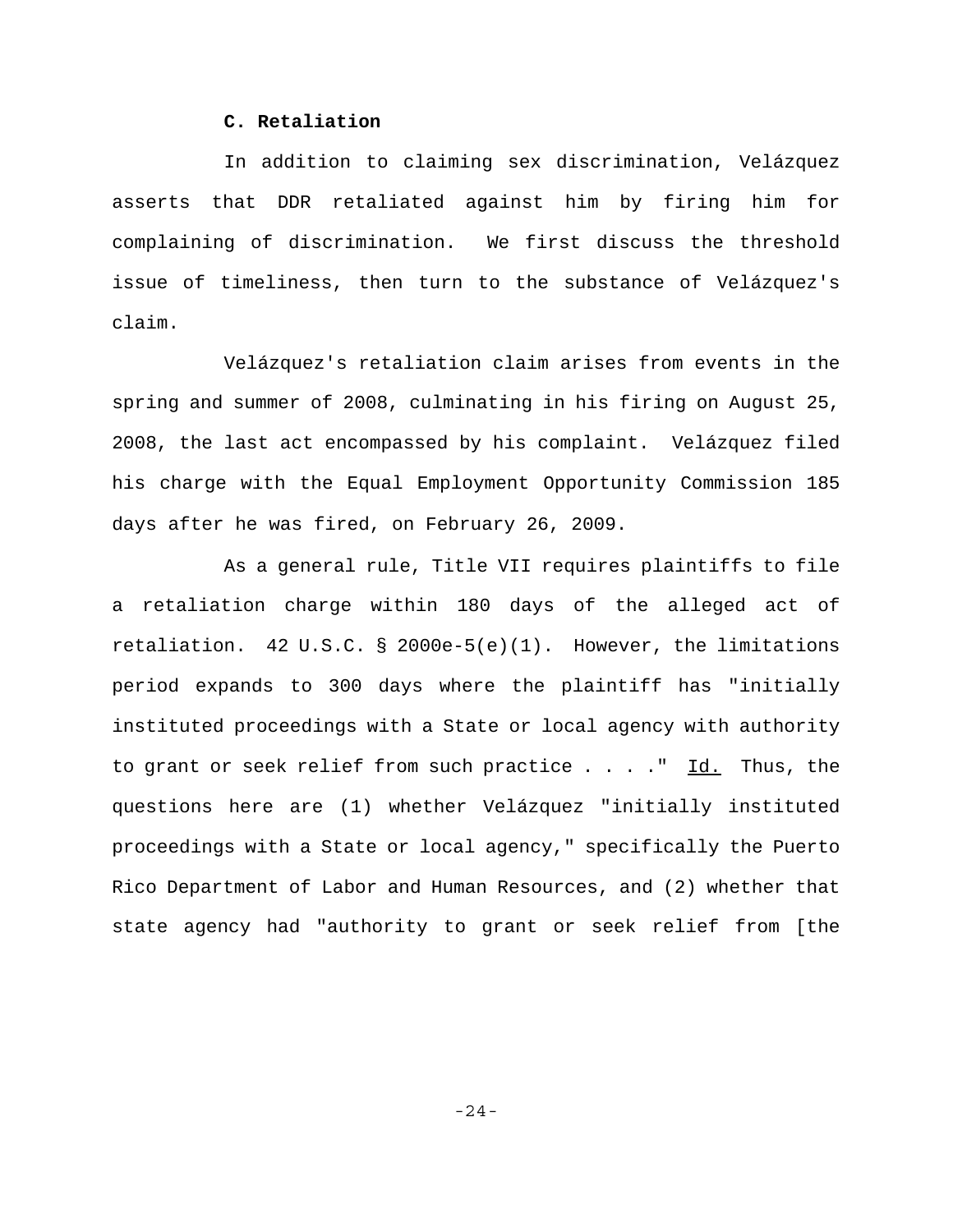### C. Retaliation

In addition to claiming sex discrimination, Velázquez asserts that DDR retaliated against him by firing him for complaining of discrimination. We first discuss the threshold issue of timeliness, then turn to the substance of Velázquez's claim.

Velázquez's retaliation claim arises from events in the spring and summer of 2008, culminating in his firing on August 25, 2008, the last act encompassed by his complaint. Velázquez filed his charge with the Equal Employment Opportunity Commission 185 days after he was fired, on February 26, 2009.

As a general rule, Title VII requires plaintiffs to file a retaliation charge within 180 days of the alleged act of retaliation. 42 U.S.C. § 2000e-5(e)(1). However, the limitations period expands to 300 days where the plaintiff has "initially instituted proceedings with a State or local agency with authority to grant or seek relief from such practice . . . ." Id. Thus, the questions here are (1) whether Velázquez "initially instituted proceedings with a State or local agency," specifically the Puerto Rico Department of Labor and Human Resources, and (2) whether that state agency had "authority to grant or seek relief from [the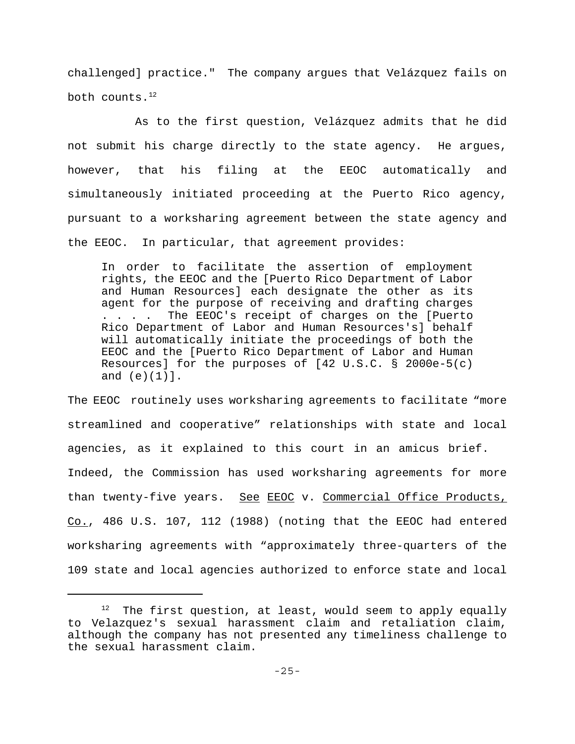challenged] practice." The company argues that Velázquez fails on both counts.[12]

As to the first question, Velázquez admits that he did not submit his charge directly to the state agency. He argues, however, that his filing at the EEOC automatically and simultaneously initiated proceeding at the Puerto Rico agency, pursuant to a worksharing agreement between the state agency and the EEOC. In particular, that agreement provides:

> In order to facilitate the assertion of employment rights, the EEOC and the [Puerto Rico Department of Labor and Human Resources] each designate the other as its agent for the purpose of receiving and drafting charges . . . . The EEOC's receipt of charges on the [Puerto Rico Department of Labor and Human Resources's] behalf will automatically initiate the proceedings of both the EEOC and the [Puerto Rico Department of Labor and Human Resources] for the purposes of [42 U.S.C. § 2000e-5(c) and (e)(1)].

The EEOC routinely uses worksharing agreements to facilitate "more streamlined and cooperative" relationships with state and local agencies, as it explained to this court in an amicus brief. Indeed, the Commission has used worksharing agreements for more than twenty-five years. See EEOC v. Commercial Office Products, Co., 486 U.S. 107, 112 (1988) (noting that the EEOC had entered worksharing agreements with "approximately three-quarters of the 109 state and local agencies authorized to enforce state and local

---

[12] The first question, at least, would seem to apply equally to Velazquez's sexual harassment claim and retaliation claim, although the company has not presented any timeliness challenge to the sexual harassment claim.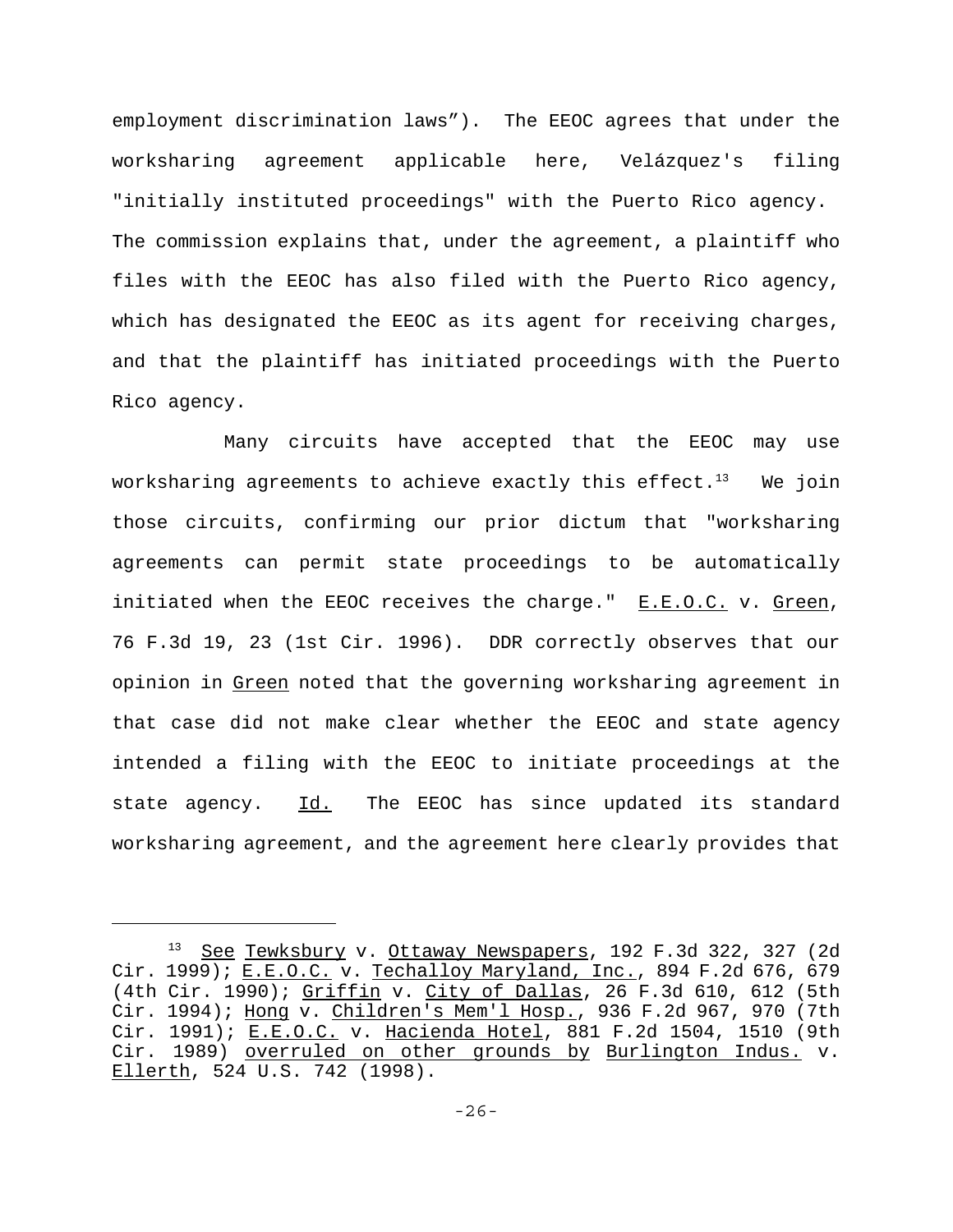employment discrimination laws"). The EEOC agrees that under the worksharing agreement applicable here, Velázquez's filing "initially instituted proceedings" with the Puerto Rico agency. The commission explains that, under the agreement, a plaintiff who files with the EEOC has also filed with the Puerto Rico agency, which has designated the EEOC as its agent for receiving charges, and that the plaintiff has initiated proceedings with the Puerto Rico agency.

Many circuits have accepted that the EEOC may use worksharing agreements to achieve exactly this effect.[13] We join those circuits, confirming our prior dictum that "worksharing agreements can permit state proceedings to be automatically initiated when the EEOC receives the charge." E.E.O.C. v. Green, 76 F.3d 19, 23 (1st Cir. 1996). DDR correctly observes that our opinion in Green noted that the governing worksharing agreement in that case did not make clear whether the EEOC and state agency intended a filing with the EEOC to initiate proceedings at the state agency. Id. The EEOC has since updated its standard worksharing agreement, and the agreement here clearly provides that

---

[13] See Tewksbury v. Ottaway Newspapers, 192 F.3d 322, 327 (2d Cir. 1999); E.E.O.C. v. Techalloy Maryland, Inc., 894 F.2d 676, 679 (4th Cir. 1990); Griffin v. City of Dallas, 26 F.3d 610, 612 (5th Cir. 1994); Hong v. Children's Mem'l Hosp., 936 F.2d 967, 970 (7th Cir. 1991); E.E.O.C. v. Hacienda Hotel, 881 F.2d 1504, 1510 (9th Cir. 1989) overruled on other grounds by Burlington Indus. v. Ellerth, 524 U.S. 742 (1998).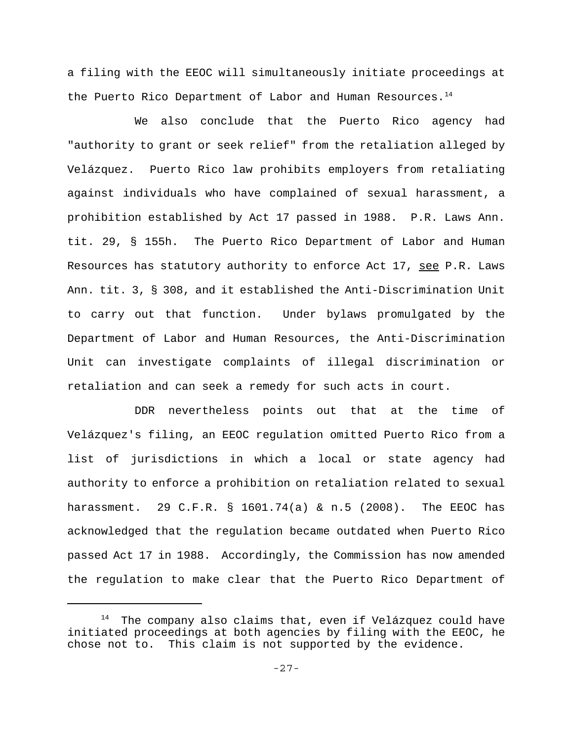a filing with the EEOC will simultaneously initiate proceedings at the Puerto Rico Department of Labor and Human Resources.[14]

We also conclude that the Puerto Rico agency had "authority to grant or seek relief" from the retaliation alleged by Velázquez. Puerto Rico law prohibits employers from retaliating against individuals who have complained of sexual harassment, a prohibition established by Act 17 passed in 1988. P.R. Laws Ann. tit. 29, § 155h. The Puerto Rico Department of Labor and Human Resources has statutory authority to enforce Act 17, see P.R. Laws Ann. tit. 3, § 308, and it established the Anti-Discrimination Unit to carry out that function. Under bylaws promulgated by the Department of Labor and Human Resources, the Anti-Discrimination Unit can investigate complaints of illegal discrimination or retaliation and can seek a remedy for such acts in court.

DDR nevertheless points out that at the time of Velázquez's filing, an EEOC regulation omitted Puerto Rico from a list of jurisdictions in which a local or state agency had authority to enforce a prohibition on retaliation related to sexual harassment. 29 C.F.R. § 1601.74(a) & n.5 (2008). The EEOC has acknowledged that the regulation became outdated when Puerto Rico passed Act 17 in 1988. Accordingly, the Commission has now amended the regulation to make clear that the Puerto Rico Department of

---

[14] The company also claims that, even if Velázquez could have initiated proceedings at both agencies by filing with the EEOC, he chose not to. This claim is not supported by the evidence.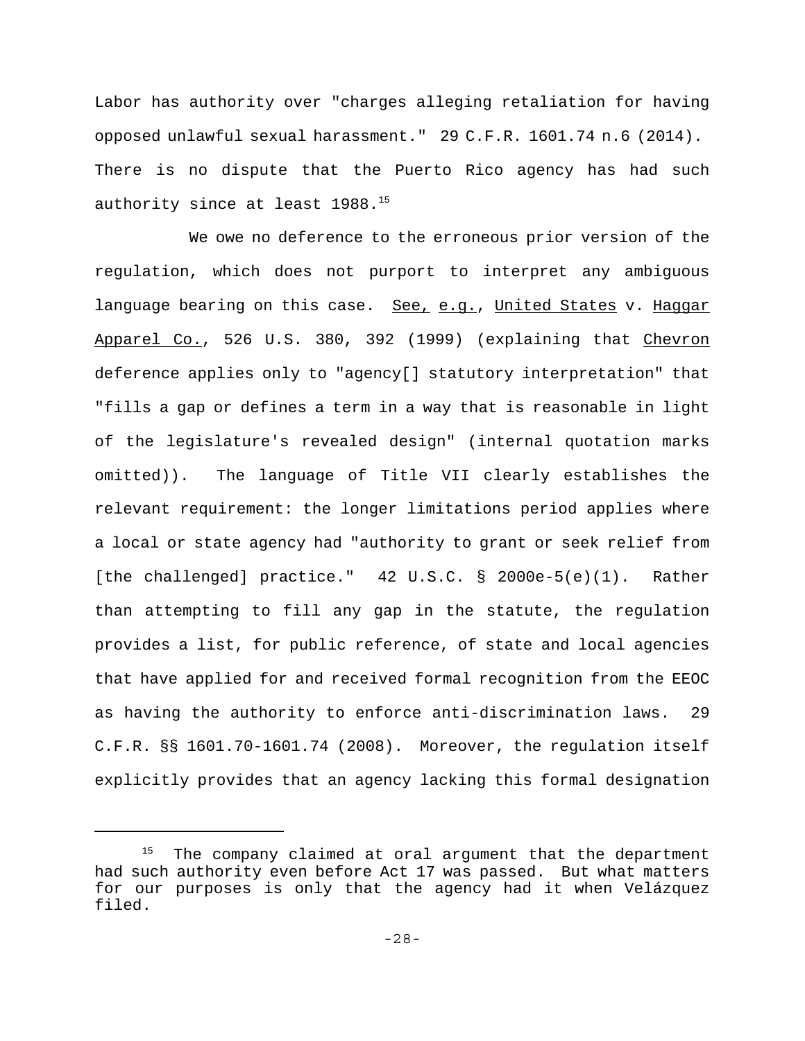Labor has authority over "charges alleging retaliation for having opposed unlawful sexual harassment." 29 C.F.R. 1601.74 n.6 (2014). There is no dispute that the Puerto Rico agency has had such authority since at least 1988.[15]

We owe no deference to the erroneous prior version of the regulation, which does not purport to interpret any ambiguous language bearing on this case. See, e.g., United States v. Haggar Apparel Co., 526 U.S. 380, 392 (1999) (explaining that Chevron deference applies only to "agency[] statutory interpretation" that "fills a gap or defines a term in a way that is reasonable in light of the legislature's revealed design" (internal quotation marks omitted)). The language of Title VII clearly establishes the relevant requirement: the longer limitations period applies where a local or state agency had "authority to grant or seek relief from [the challenged] practice." 42 U.S.C. § 2000e-5(e)(1). Rather than attempting to fill any gap in the statute, the regulation provides a list, for public reference, of state and local agencies that have applied for and received formal recognition from the EEOC as having the authority to enforce anti-discrimination laws. 29 C.F.R. §§ 1601.70-1601.74 (2008). Moreover, the regulation itself explicitly provides that an agency lacking this formal designation

---

[15] The company claimed at oral argument that the department had such authority even before Act 17 was passed. But what matters for our purposes is only that the agency had it when Velázquez filed.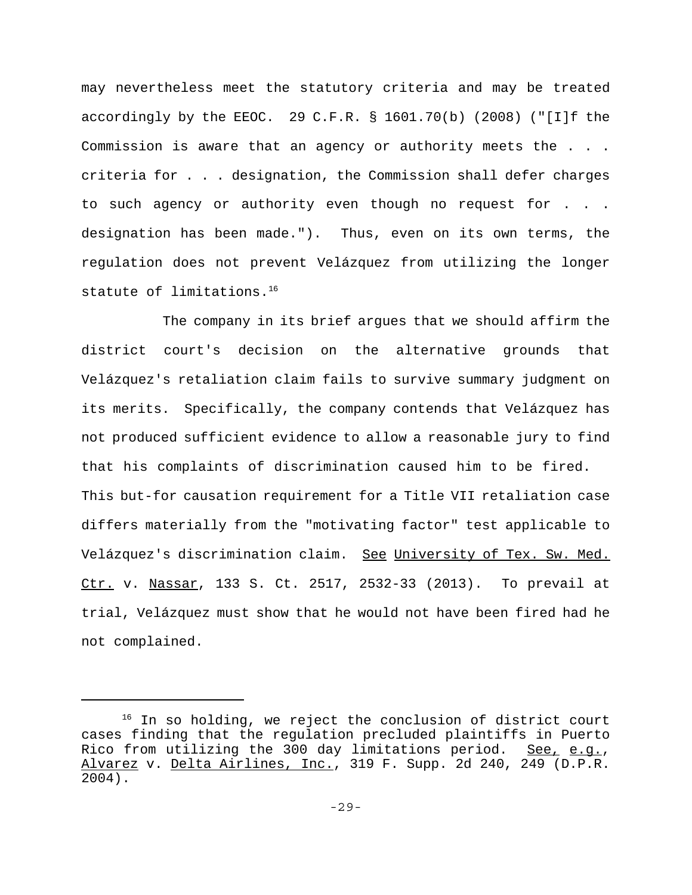may nevertheless meet the statutory criteria and may be treated accordingly by the EEOC. 29 C.F.R. § 1601.70(b) (2008) ("[I]f the Commission is aware that an agency or authority meets the . . . criteria for . . . designation, the Commission shall defer charges to such agency or authority even though no request for . . . designation has been made."). Thus, even on its own terms, the regulation does not prevent Velázquez from utilizing the longer statute of limitations.[16]

The company in its brief argues that we should affirm the district court's decision on the alternative grounds that Velázquez's retaliation claim fails to survive summary judgment on its merits. Specifically, the company contends that Velázquez has not produced sufficient evidence to allow a reasonable jury to find that his complaints of discrimination caused him to be fired. This but-for causation requirement for a Title VII retaliation case differs materially from the "motivating factor" test applicable to Velázquez's discrimination claim. See University of Tex. Sw. Med. Ctr. v. Nassar, 133 S. Ct. 2517, 2532-33 (2013). To prevail at trial, Velázquez must show that he would not have been fired had he not complained.

---

[16] In so holding, we reject the conclusion of district court cases finding that the regulation precluded plaintiffs in Puerto Rico from utilizing the 300 day limitations period. See, e.g., Alvarez v. Delta Airlines, Inc., 319 F. Supp. 2d 240, 249 (D.P.R. 2004).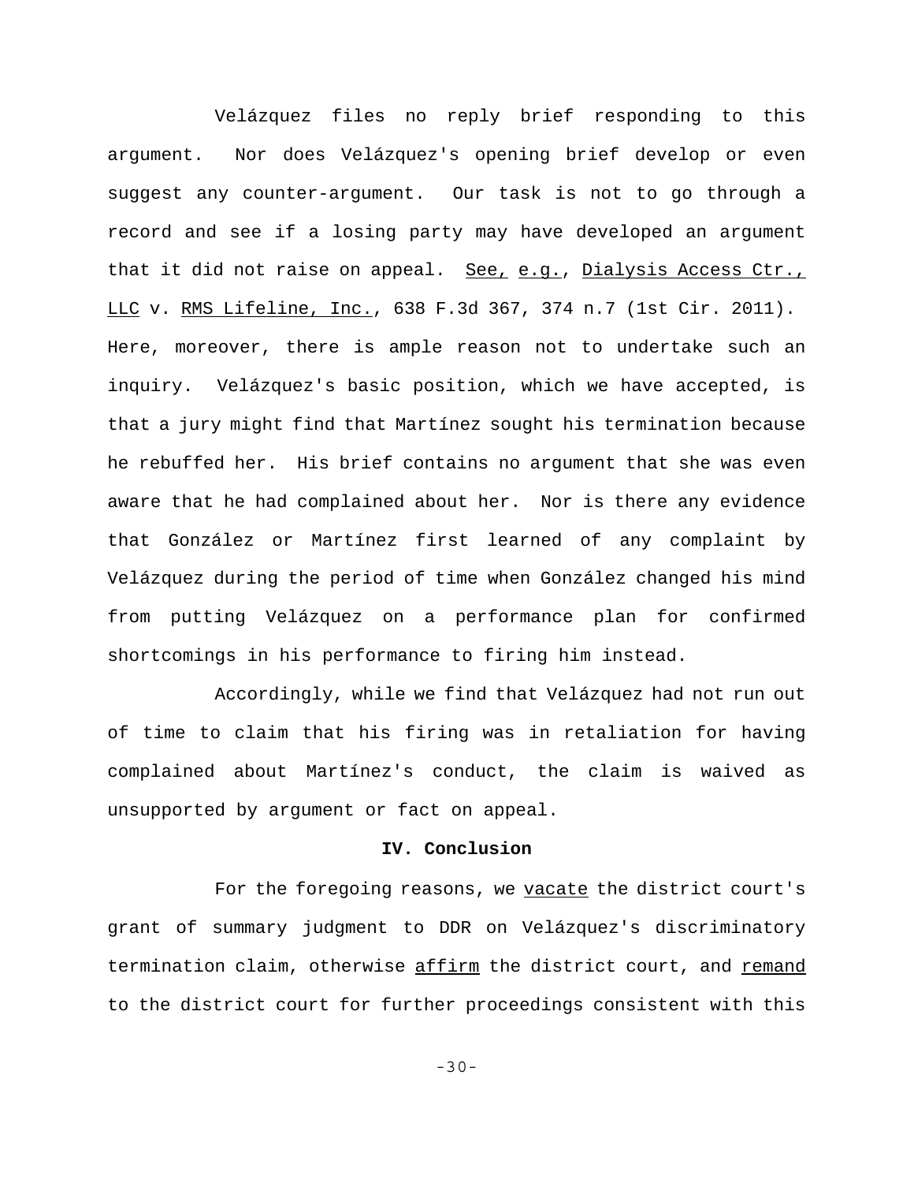Velázquez files no reply brief responding to this argument. Nor does Velázquez's opening brief develop or even suggest any counter-argument. Our task is not to go through a record and see if a losing party may have developed an argument that it did not raise on appeal. See, e.g., Dialysis Access Ctr., LLC v. RMS Lifeline, Inc., 638 F.3d 367, 374 n.7 (1st Cir. 2011). Here, moreover, there is ample reason not to undertake such an inquiry. Velázquez's basic position, which we have accepted, is that a jury might find that Martínez sought his termination because he rebuffed her. His brief contains no argument that she was even aware that he had complained about her. Nor is there any evidence that González or Martínez first learned of any complaint by Velázquez during the period of time when González changed his mind from putting Velázquez on a performance plan for confirmed shortcomings in his performance to firing him instead.

Accordingly, while we find that Velázquez had not run out of time to claim that his firing was in retaliation for having complained about Martínez's conduct, the claim is waived as unsupported by argument or fact on appeal.

**IV. Conclusion**

For the foregoing reasons, we vacate the district court's grant of summary judgment to DDR on Velázquez's discriminatory termination claim, otherwise affirm the district court, and remand to the district court for further proceedings consistent with this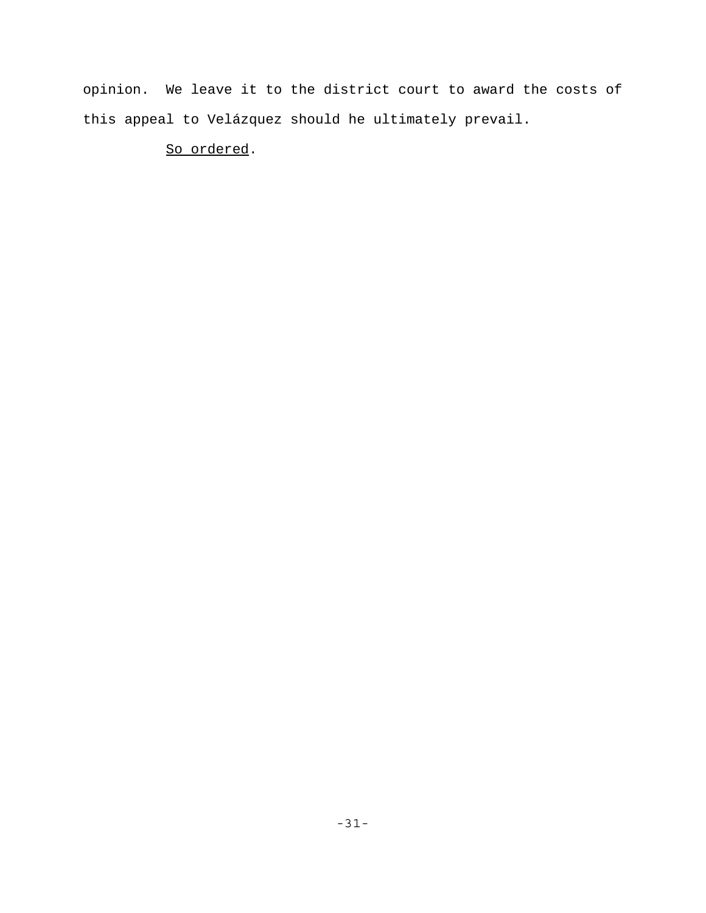opinion. We leave it to the district court to award the costs of this appeal to Velázquez should he ultimately prevail.

So ordered.